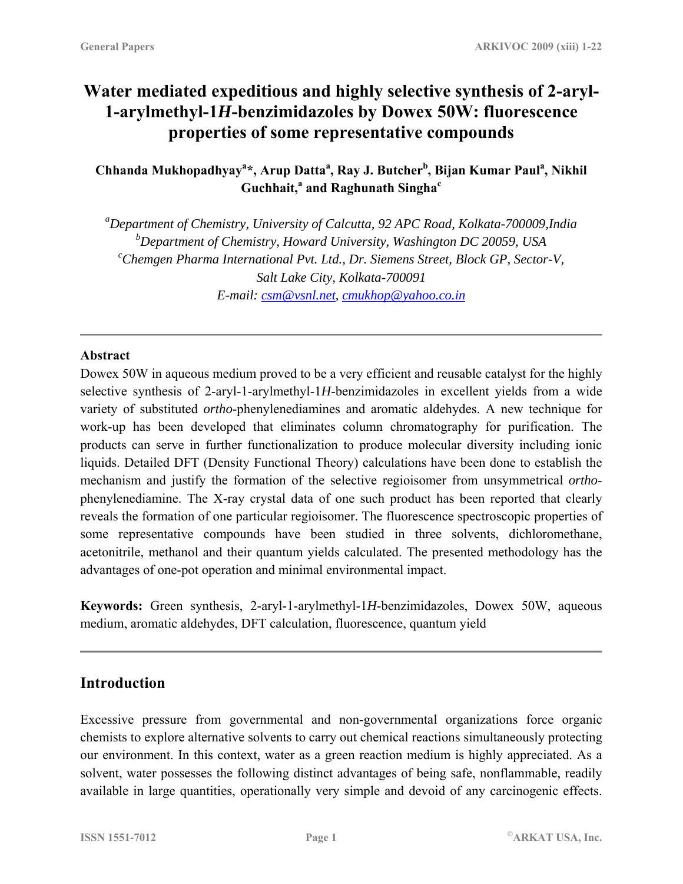# Water mediated expeditious and highly selective synthesis of 2-aryl-1-arylmethyl-1*H*-benzimidazoles by Dowex 50W: fluorescence properties of some representative compounds

**Chhanda Mukhopadhyay[a]\*, Arup Datta[a], Ray J. Butcher[b], Bijan Kumar Paul[a], Nikhil Guchhait,[a] and Raghunath Singha[c]**

*[a]Department of Chemistry, University of Calcutta, 92 APC Road, Kolkata-700009,India*
*[b]Department of Chemistry, Howard University, Washington DC 20059, USA*
*[c]Chemgen Pharma International Pvt. Ltd., Dr. Siemens Street, Block GP, Sector-V, Salt Lake City, Kolkata-700091*
*E-mail: csm@vsnl.net, cmukhop@yahoo.co.in*

---

## Abstract

Dowex 50W in aqueous medium proved to be a very efficient and reusable catalyst for the highly selective synthesis of 2-aryl-1-arylmethyl-1*H*-benzimidazoles in excellent yields from a wide variety of substituted *ortho*-phenylenediamines and aromatic aldehydes. A new technique for work-up has been developed that eliminates column chromatography for purification. The products can serve in further functionalization to produce molecular diversity including ionic liquids. Detailed DFT (Density Functional Theory) calculations have been done to establish the mechanism and justify the formation of the selective regioisomer from unsymmetrical *ortho*-phenylenediamine. The X-ray crystal data of one such product has been reported that clearly reveals the formation of one particular regioisomer. The fluorescence spectroscopic properties of some representative compounds have been studied in three solvents, dichloromethane, acetonitrile, methanol and their quantum yields calculated. The presented methodology has the advantages of one-pot operation and minimal environmental impact.

**Keywords:** Green synthesis, 2-aryl-1-arylmethyl-1*H*-benzimidazoles, Dowex 50W, aqueous medium, aromatic aldehydes, DFT calculation, fluorescence, quantum yield

---

## Introduction

Excessive pressure from governmental and non-governmental organizations force organic chemists to explore alternative solvents to carry out chemical reactions simultaneously protecting our environment. In this context, water as a green reaction medium is highly appreciated. As a solvent, water possesses the following distinct advantages of being safe, nonflammable, readily available in large quantities, operationally very simple and devoid of any carcinogenic effects.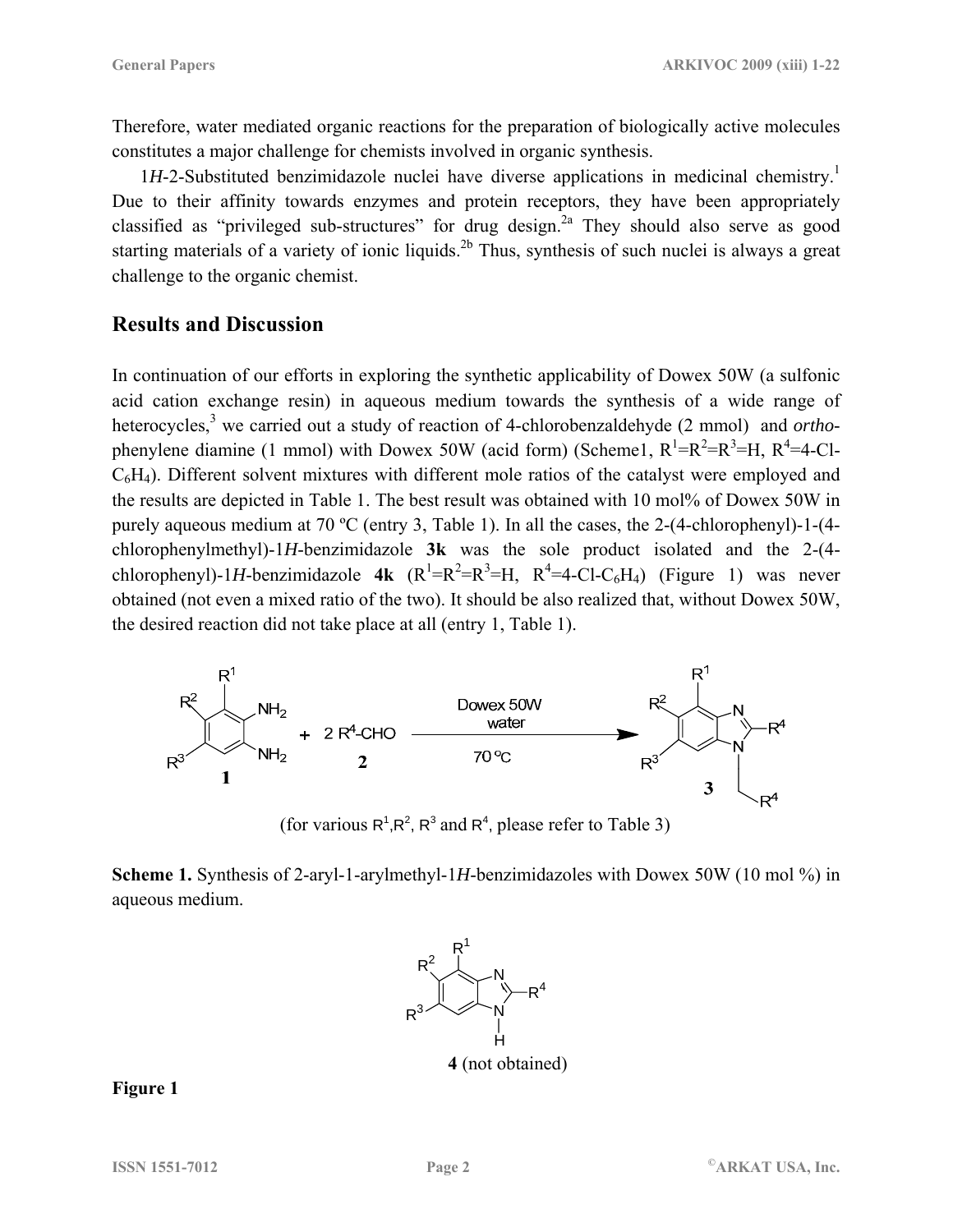Therefore, water mediated organic reactions for the preparation of biologically active molecules constitutes a major challenge for chemists involved in organic synthesis.

1*H*-2-Substituted benzimidazole nuclei have diverse applications in medicinal chemistry.[1] Due to their affinity towards enzymes and protein receptors, they have been appropriately classified as "privileged sub-structures" for drug design.[2a] They should also serve as good starting materials of a variety of ionic liquids.[2b] Thus, synthesis of such nuclei is always a great challenge to the organic chemist.

## Results and Discussion

In continuation of our efforts in exploring the synthetic applicability of Dowex 50W (a sulfonic acid cation exchange resin) in aqueous medium towards the synthesis of a wide range of heterocycles,[3] we carried out a study of reaction of 4-chlorobenzaldehyde (2 mmol) and *ortho*-phenylene diamine (1 mmol) with Dowex 50W (acid form) (Scheme1, $R^1$=$R^2$=$R^3$=H, $R^4$=4-Cl-$C_6H_4$). Different solvent mixtures with different mole ratios of the catalyst were employed and the results are depicted in Table 1. The best result was obtained with 10 mol% of Dowex 50W in purely aqueous medium at 70 ºC (entry 3, Table 1). In all the cases, the 2-(4-chlorophenyl)-1-(4-chlorophenylmethyl)-1*H*-benzimidazole **3k** was the sole product isolated and the 2-(4-chlorophenyl)-1*H*-benzimidazole **4k** ($R^1$=$R^2$=$R^3$=H, $R^4$=4-Cl-$C_6H_4$) (Figure 1) was never obtained (not even a mixed ratio of the two). It should be also realized that, without Dowex 50W, the desired reaction did not take place at all (entry 1, Table 1).

**1** + 2 $R^4$-CHO **2** → (Dowex 50W, water, 70 ºC) → **3**

(for various $R^1$,$R^2$, $R^3$ and $R^4$, please refer to Table 3)

**Scheme 1.** Synthesis of 2-aryl-1-arylmethyl-1*H*-benzimidazoles with Dowex 50W (10 mol %) in aqueous medium.

**4** (not obtained)

**Figure 1**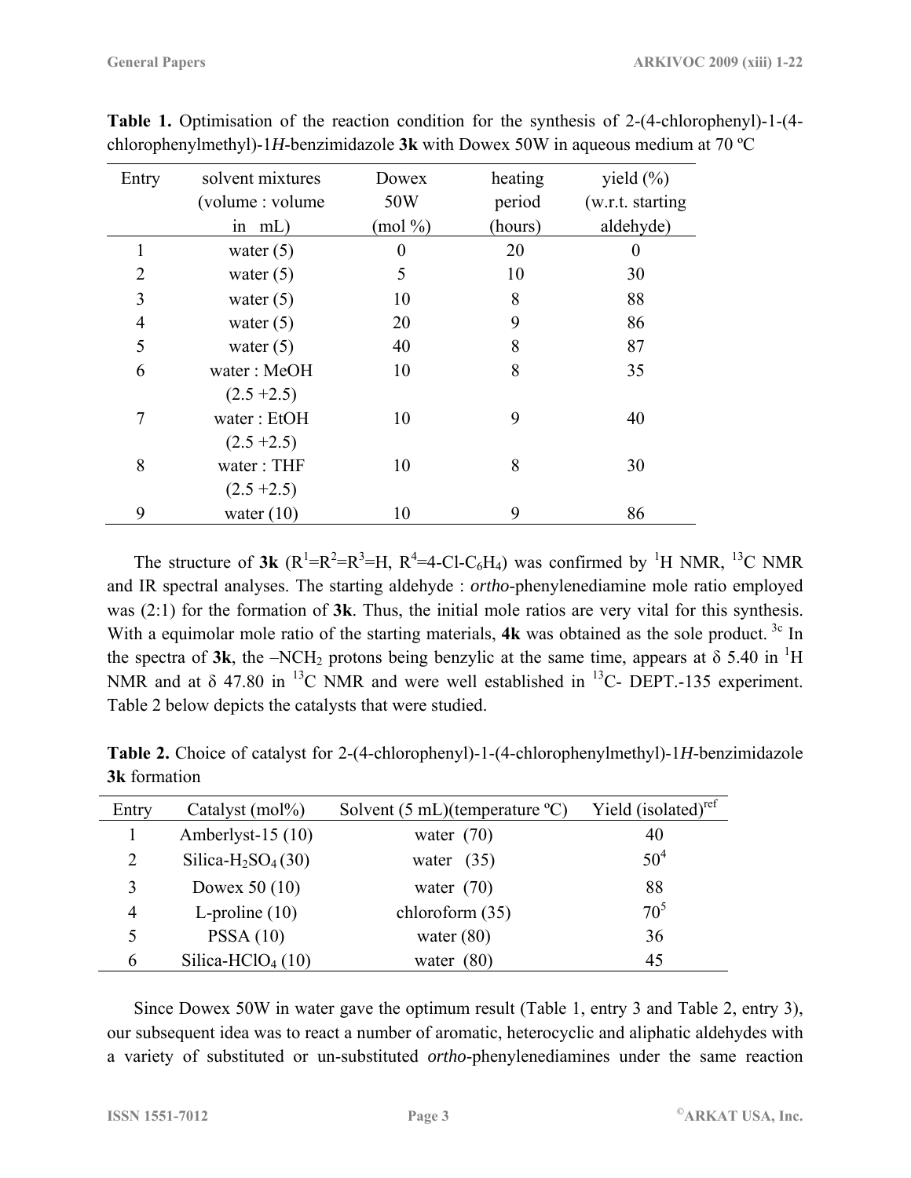**Table 1.** Optimisation of the reaction condition for the synthesis of 2-(4-chlorophenyl)-1-(4-chlorophenylmethyl)-1*H*-benzimidazole **3k** with Dowex 50W in aqueous medium at 70 ºC

| Entry | solvent mixtures (volume : volume in mL) | Dowex 50W (mol %) | heating period (hours) | yield (%) (w.r.t. starting aldehyde) |
|---|---|---|---|---|
| 1 | water (5) | 0 | 20 | 0 |
| 2 | water (5) | 5 | 10 | 30 |
| 3 | water (5) | 10 | 8 | 88 |
| 4 | water (5) | 20 | 9 | 86 |
| 5 | water (5) | 40 | 8 | 87 |
| 6 | water : MeOH (2.5 +2.5) | 10 | 8 | 35 |
| 7 | water : EtOH (2.5 +2.5) | 10 | 9 | 40 |
| 8 | water : THF (2.5 +2.5) | 10 | 8 | 30 |
| 9 | water (10) | 10 | 9 | 86 |

The structure of **3k** ($R^1$=$R^2$=$R^3$=H, $R^4$=4-Cl-$C_6H_4$) was confirmed by $^1$H NMR, $^{13}$C NMR and IR spectral analyses. The starting aldehyde : *ortho*-phenylenediamine mole ratio employed was (2:1) for the formation of **3k**. Thus, the initial mole ratios are very vital for this synthesis. With a equimolar mole ratio of the starting materials, **4k** was obtained as the sole product.[3c] In the spectra of **3k**, the –$NCH_2$ protons being benzylic at the same time, appears at δ 5.40 in $^1$H NMR and at δ 47.80 in $^{13}$C NMR and were well established in $^{13}$C- DEPT.-135 experiment. Table 2 below depicts the catalysts that were studied.

**Table 2.** Choice of catalyst for 2-(4-chlorophenyl)-1-(4-chlorophenylmethyl)-1*H*-benzimidazole **3k** formation

| Entry | Catalyst (mol%) | Solvent (5 mL)(temperature ºC) | Yield (isolated)[ref] |
|---|---|---|---|
| 1 | Amberlyst-15 (10) | water (70) | 40 |
| 2 | Silica-$H_2SO_4$ (30) | water (35) | 50[4] |
| 3 | Dowex 50 (10) | water (70) | 88 |
| 4 | L-proline (10) | chloroform (35) | 70[5] |
| 5 | PSSA (10) | water (80) | 36 |
| 6 | Silica-$HClO_4$ (10) | water (80) | 45 |

Since Dowex 50W in water gave the optimum result (Table 1, entry 3 and Table 2, entry 3), our subsequent idea was to react a number of aromatic, heterocyclic and aliphatic aldehydes with a variety of substituted or un-substituted *ortho*-phenylenediamines under the same reaction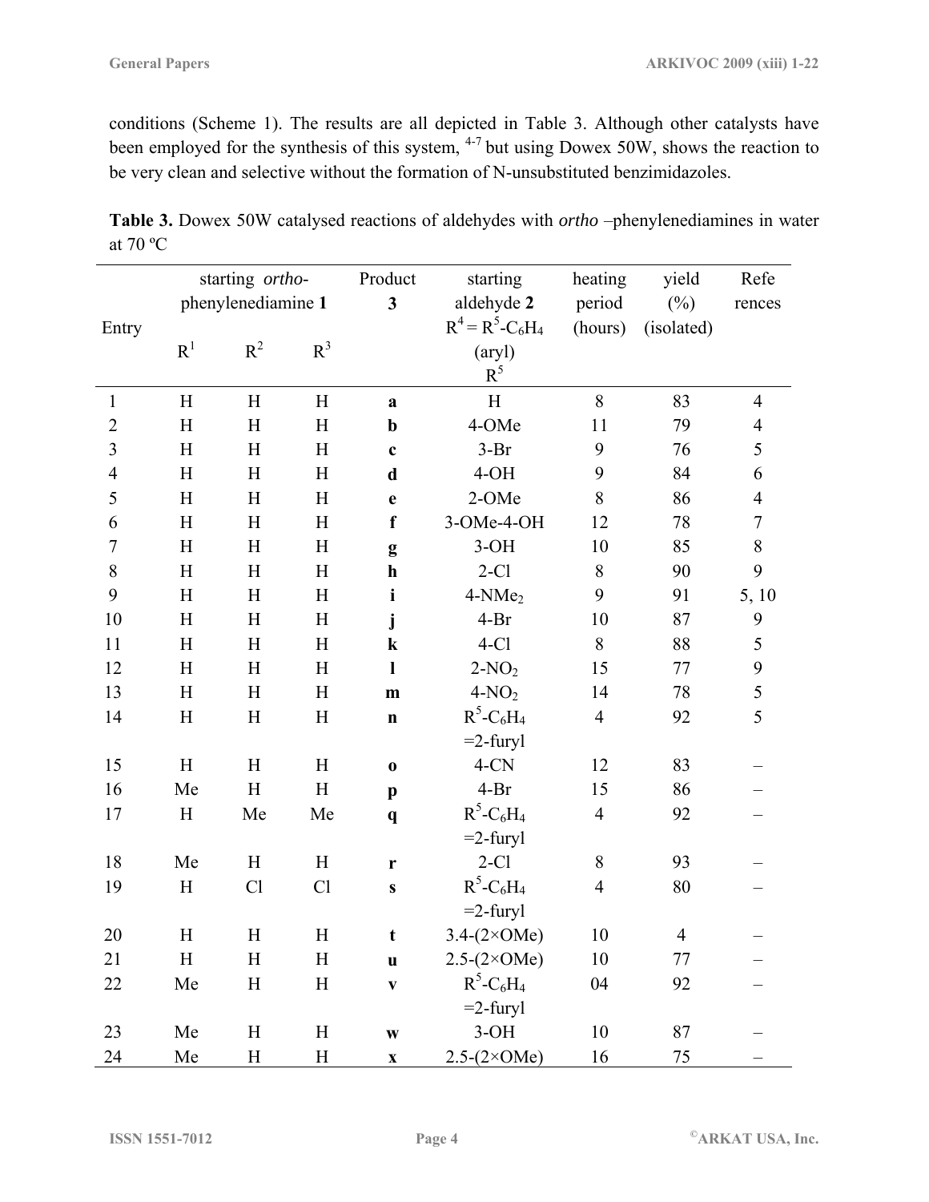conditions (Scheme 1). The results are all depicted in Table 3. Although other catalysts have been employed for the synthesis of this system, [4-7] but using Dowex 50W, shows the reaction to be very clean and selective without the formation of N-unsubstituted benzimidazoles.

**Table 3.** Dowex 50W catalysed reactions of aldehydes with *ortho* –phenylenediamines in water at 70 ºC

| Entry | starting *ortho*-phenylenediamine **1** | | | Product **3** | starting aldehyde **2** $R^4 = R^5$-$C_6H_4$ (aryl) | heating period (hours) | yield (%) (isolated) | References |
|---|---|---|---|---|---|---|---|---|
| | $R^1$ | $R^2$ | $R^3$ | | $R^5$ | | | |
| 1 | H | H | H | **a** | H | 8 | 83 | 4 |
| 2 | H | H | H | **b** | 4-OMe | 11 | 79 | 4 |
| 3 | H | H | H | **c** | 3-Br | 9 | 76 | 5 |
| 4 | H | H | H | **d** | 4-OH | 9 | 84 | 6 |
| 5 | H | H | H | **e** | 2-OMe | 8 | 86 | 4 |
| 6 | H | H | H | **f** | 3-OMe-4-OH | 12 | 78 | 7 |
| 7 | H | H | H | **g** | 3-OH | 10 | 85 | 8 |
| 8 | H | H | H | **h** | 2-Cl | 8 | 90 | 9 |
| 9 | H | H | H | **i** | 4-$NMe_2$ | 9 | 91 | 5, 10 |
| 10 | H | H | H | **j** | 4-Br | 10 | 87 | 9 |
| 11 | H | H | H | **k** | 4-Cl | 8 | 88 | 5 |
| 12 | H | H | H | **l** | 2-$NO_2$ | 15 | 77 | 9 |
| 13 | H | H | H | **m** | 4-$NO_2$ | 14 | 78 | 5 |
| 14 | H | H | H | **n** | $R^5$-$C_6H_4$ =2-furyl | 4 | 92 | 5 |
| 15 | H | H | H | **o** | 4-CN | 12 | 83 | – |
| 16 | Me | H | H | **p** | 4-Br | 15 | 86 | – |
| 17 | H | Me | Me | **q** | $R^5$-$C_6H_4$ =2-furyl | 4 | 92 | – |
| 18 | Me | H | H | **r** | 2-Cl | 8 | 93 | – |
| 19 | H | Cl | Cl | **s** | $R^5$-$C_6H_4$ =2-furyl | 4 | 80 | – |
| 20 | H | H | H | **t** | 3.4-(2×OMe) | 10 | 4 | – |
| 21 | H | H | H | **u** | 2.5-(2×OMe) | 10 | 77 | – |
| 22 | Me | H | H | **v** | $R^5$-$C_6H_4$ =2-furyl | 04 | 92 | – |
| 23 | Me | H | H | **w** | 3-OH | 10 | 87 | – |
| 24 | Me | H | H | **x** | 2.5-(2×OMe) | 16 | 75 | – |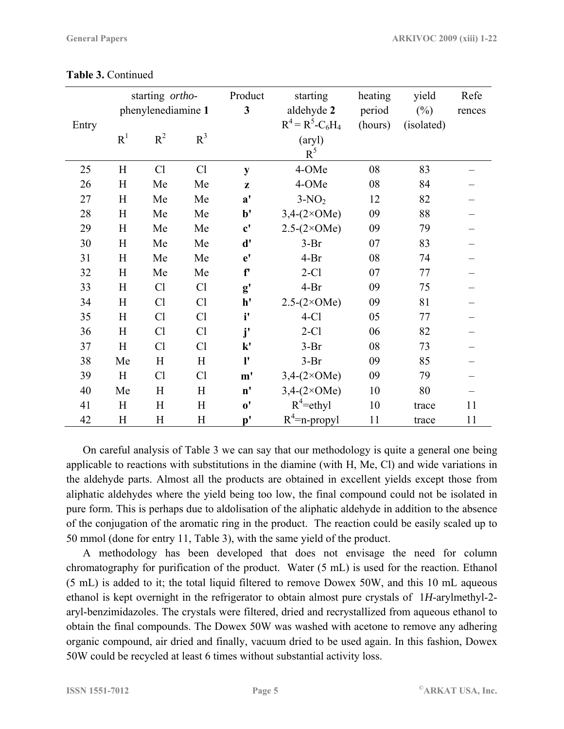**Table 3.** Continued

| Entry | starting *ortho*-phenylenediamine **1** | | | Product **3** | starting aldehyde **2** $R^4 = R^5\text{-}C_6H_4$ (aryl) | heating period (hours) | yield (%) (isolated) | References |
|---|---|---|---|---|---|---|---|---|
| | $R^1$ | $R^2$ | $R^3$ | | $R^5$ | | | |
| 25 | H | Cl | Cl | **y** | 4-OMe | 08 | 83 | – |
| 26 | H | Me | Me | **z** | 4-OMe | 08 | 84 | – |
| 27 | H | Me | Me | **a'** | 3-$NO_2$ | 12 | 82 | – |
| 28 | H | Me | Me | **b'** | 3,4-(2×OMe) | 09 | 88 | – |
| 29 | H | Me | Me | **c'** | 2.5-(2×OMe) | 09 | 79 | – |
| 30 | H | Me | Me | **d'** | 3-Br | 07 | 83 | – |
| 31 | H | Me | Me | **e'** | 4-Br | 08 | 74 | – |
| 32 | H | Me | Me | **f'** | 2-Cl | 07 | 77 | – |
| 33 | H | Cl | Cl | **g'** | 4-Br | 09 | 75 | – |
| 34 | H | Cl | Cl | **h'** | 2.5-(2×OMe) | 09 | 81 | – |
| 35 | H | Cl | Cl | **i'** | 4-Cl | 05 | 77 | – |
| 36 | H | Cl | Cl | **j'** | 2-Cl | 06 | 82 | – |
| 37 | H | Cl | Cl | **k'** | 3-Br | 08 | 73 | – |
| 38 | Me | H | H | **l'** | 3-Br | 09 | 85 | – |
| 39 | H | Cl | Cl | **m'** | 3,4-(2×OMe) | 09 | 79 | – |
| 40 | Me | H | H | **n'** | 3,4-(2×OMe) | 10 | 80 | – |
| 41 | H | H | H | **o'** | $R^4$=ethyl | 10 | trace | 11 |
| 42 | H | H | H | **p'** | $R^4$=n-propyl | 11 | trace | 11 |

On careful analysis of Table 3 we can say that our methodology is quite a general one being applicable to reactions with substitutions in the diamine (with H, Me, Cl) and wide variations in the aldehyde parts. Almost all the products are obtained in excellent yields except those from aliphatic aldehydes where the yield being too low, the final compound could not be isolated in pure form. This is perhaps due to aldolisation of the aliphatic aldehyde in addition to the absence of the conjugation of the aromatic ring in the product. The reaction could be easily scaled up to 50 mmol (done for entry 11, Table 3), with the same yield of the product.

A methodology has been developed that does not envisage the need for column chromatography for purification of the product. Water (5 mL) is used for the reaction. Ethanol (5 mL) is added to it; the total liquid filtered to remove Dowex 50W, and this 10 mL aqueous ethanol is kept overnight in the refrigerator to obtain almost pure crystals of 1*H*-arylmethyl-2-aryl-benzimidazoles. The crystals were filtered, dried and recrystallized from aqueous ethanol to obtain the final compounds. The Dowex 50W was washed with acetone to remove any adhering organic compound, air dried and finally, vacuum dried to be used again. In this fashion, Dowex 50W could be recycled at least 6 times without substantial activity loss.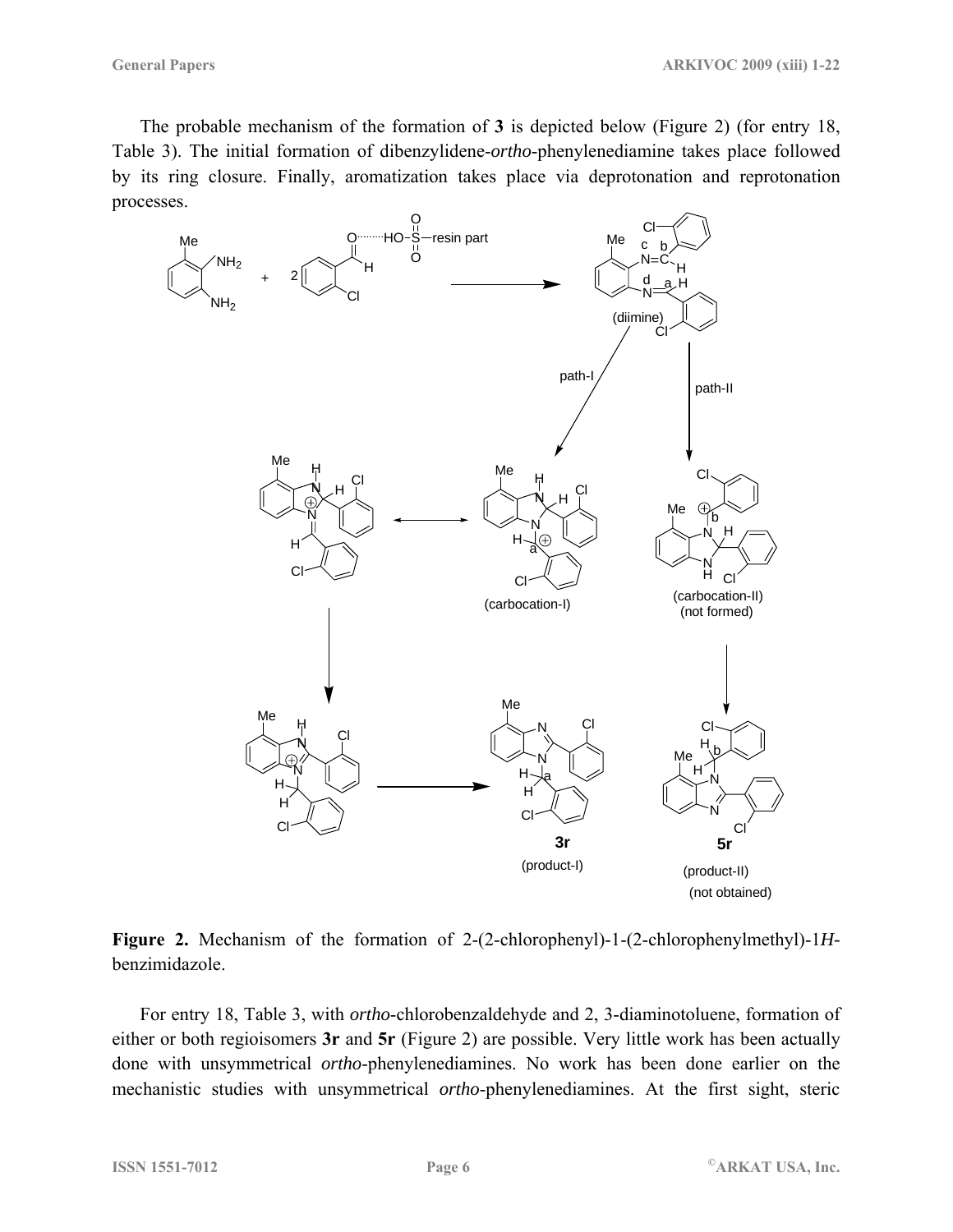The probable mechanism of the formation of **3** is depicted below (Figure 2) (for entry 18, Table 3). The initial formation of dibenzylidene-*ortho*-phenylenediamine takes place followed by its ring closure. Finally, aromatization takes place via deprotonation and reprotonation processes.

**Figure 2.** Mechanism of the formation of 2-(2-chlorophenyl)-1-(2-chlorophenylmethyl)-1*H*-benzimidazole.

For entry 18, Table 3, with *ortho*-chlorobenzaldehyde and 2, 3-diaminotoluene, formation of either or both regioisomers **3r** and **5r** (Figure 2) are possible. Very little work has been actually done with unsymmetrical *ortho*-phenylenediamines. No work has been done earlier on the mechanistic studies with unsymmetrical *ortho*-phenylenediamines. At the first sight, steric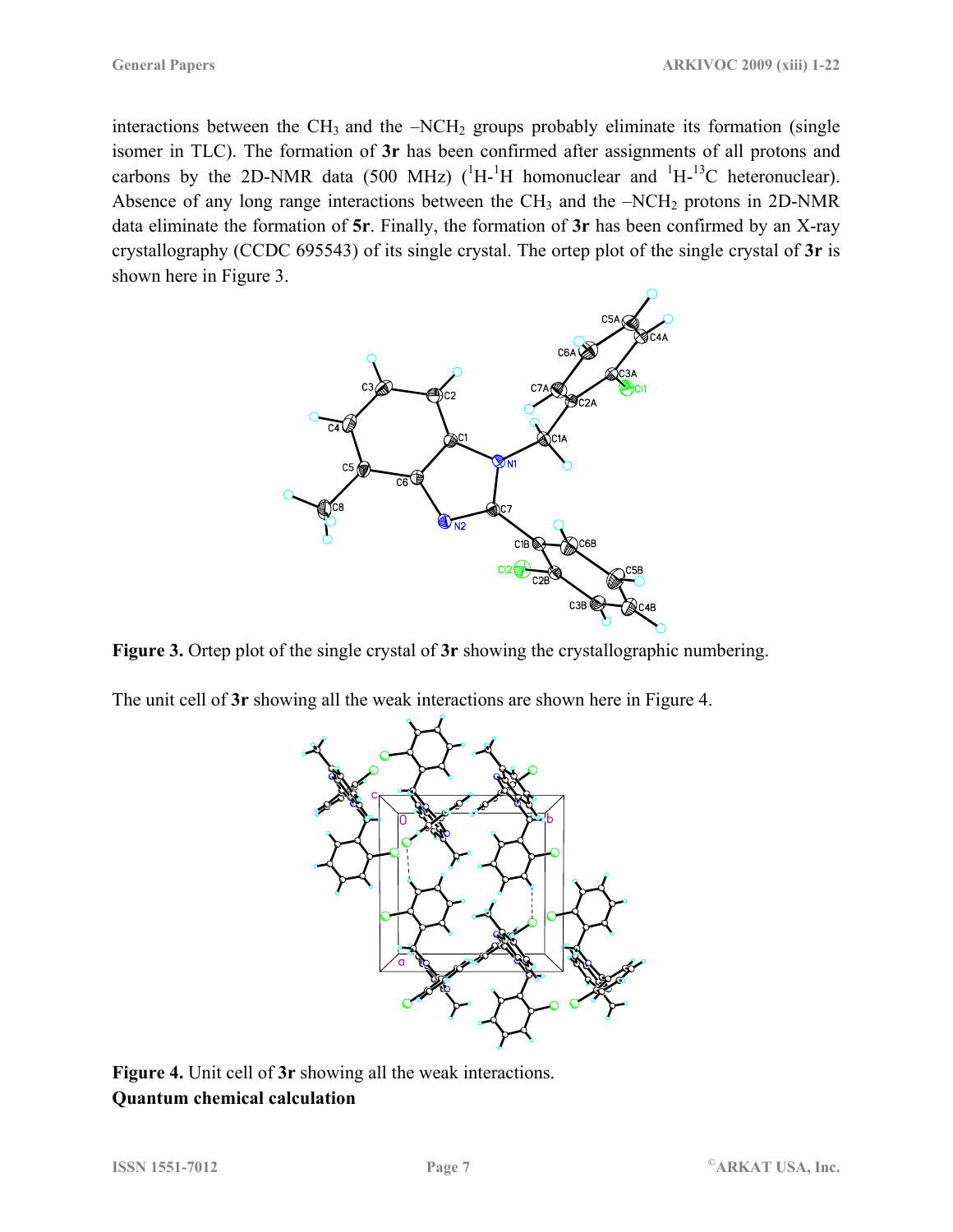interactions between the $CH_3$ and the $–NCH_2$ groups probably eliminate its formation (single isomer in TLC). The formation of **3r** has been confirmed after assignments of all protons and carbons by the 2D-NMR data (500 MHz) ($^{1}H$-$^{1}H$ homonuclear and $^{1}H$-$^{13}C$ heteronuclear). Absence of any long range interactions between the $CH_3$ and the $–NCH_2$ protons in 2D-NMR data eliminate the formation of **5r**. Finally, the formation of **3r** has been confirmed by an X-ray crystallography (CCDC 695543) of its single crystal. The ortep plot of the single crystal of **3r** is shown here in Figure 3.

**Figure 3.** Ortep plot of the single crystal of **3r** showing the crystallographic numbering.

The unit cell of **3r** showing all the weak interactions are shown here in Figure 4.

**Figure 4.** Unit cell of **3r** showing all the weak interactions.

**Quantum chemical calculation**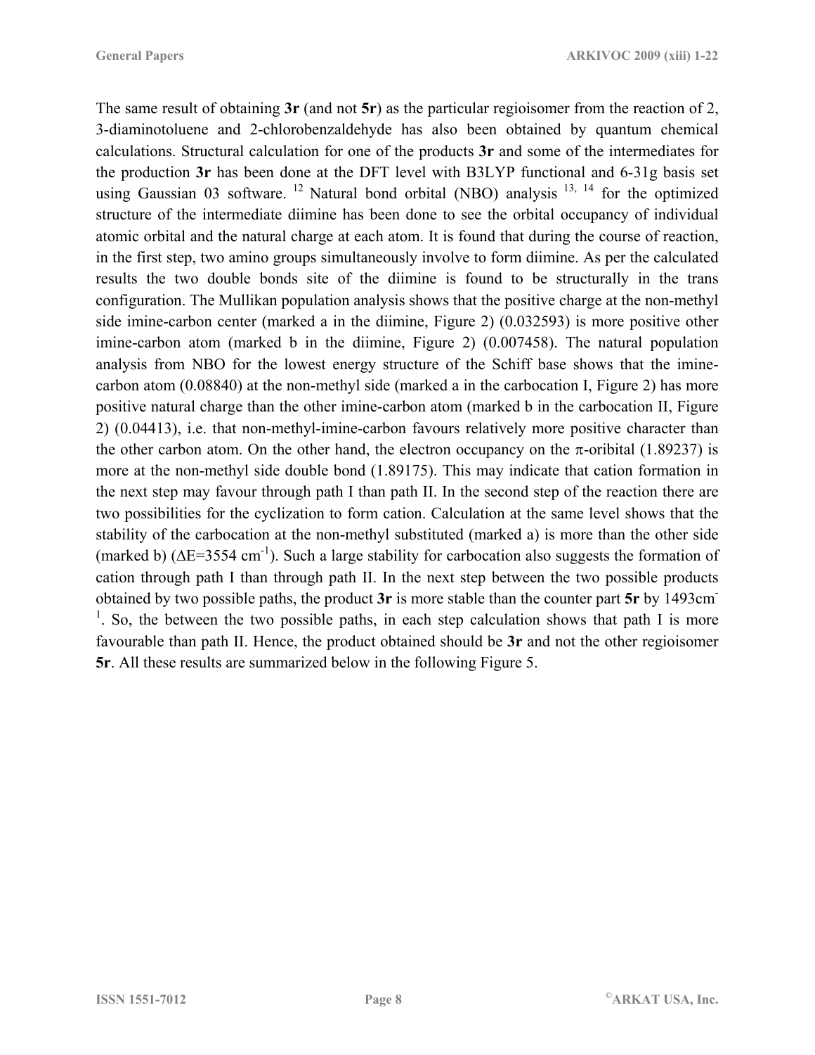The same result of obtaining **3r** (and not **5r**) as the particular regioisomer from the reaction of 2, 3-diaminotoluene and 2-chlorobenzaldehyde has also been obtained by quantum chemical calculations. Structural calculation for one of the products **3r** and some of the intermediates for the production **3r** has been done at the DFT level with B3LYP functional and 6-31g basis set using Gaussian 03 software. [12] Natural bond orbital (NBO) analysis [13, 14] for the optimized structure of the intermediate diimine has been done to see the orbital occupancy of individual atomic orbital and the natural charge at each atom. It is found that during the course of reaction, in the first step, two amino groups simultaneously involve to form diimine. As per the calculated results the two double bonds site of the diimine is found to be structurally in the trans configuration. The Mullikan population analysis shows that the positive charge at the non-methyl side imine-carbon center (marked a in the diimine, Figure 2) (0.032593) is more positive other imine-carbon atom (marked b in the diimine, Figure 2) (0.007458). The natural population analysis from NBO for the lowest energy structure of the Schiff base shows that the imine-carbon atom (0.08840) at the non-methyl side (marked a in the carbocation I, Figure 2) has more positive natural charge than the other imine-carbon atom (marked b in the carbocation II, Figure 2) (0.04413), i.e. that non-methyl-imine-carbon favours relatively more positive character than the other carbon atom. On the other hand, the electron occupancy on the $\pi$-oribital (1.89237) is more at the non-methyl side double bond (1.89175). This may indicate that cation formation in the next step may favour through path I than path II. In the second step of the reaction there are two possibilities for the cyclization to form cation. Calculation at the same level shows that the stability of the carbocation at the non-methyl substituted (marked a) is more than the other side (marked b) ($\Delta E = 3554\ cm^{-1}$). Such a large stability for carbocation also suggests the formation of cation through path I than through path II. In the next step between the two possible products obtained by two possible paths, the product **3r** is more stable than the counter part **5r** by $1493 cm^{-1}$. So, the between the two possible paths, in each step calculation shows that path I is more favourable than path II. Hence, the product obtained should be **3r** and not the other regioisomer **5r**. All these results are summarized below in the following Figure 5.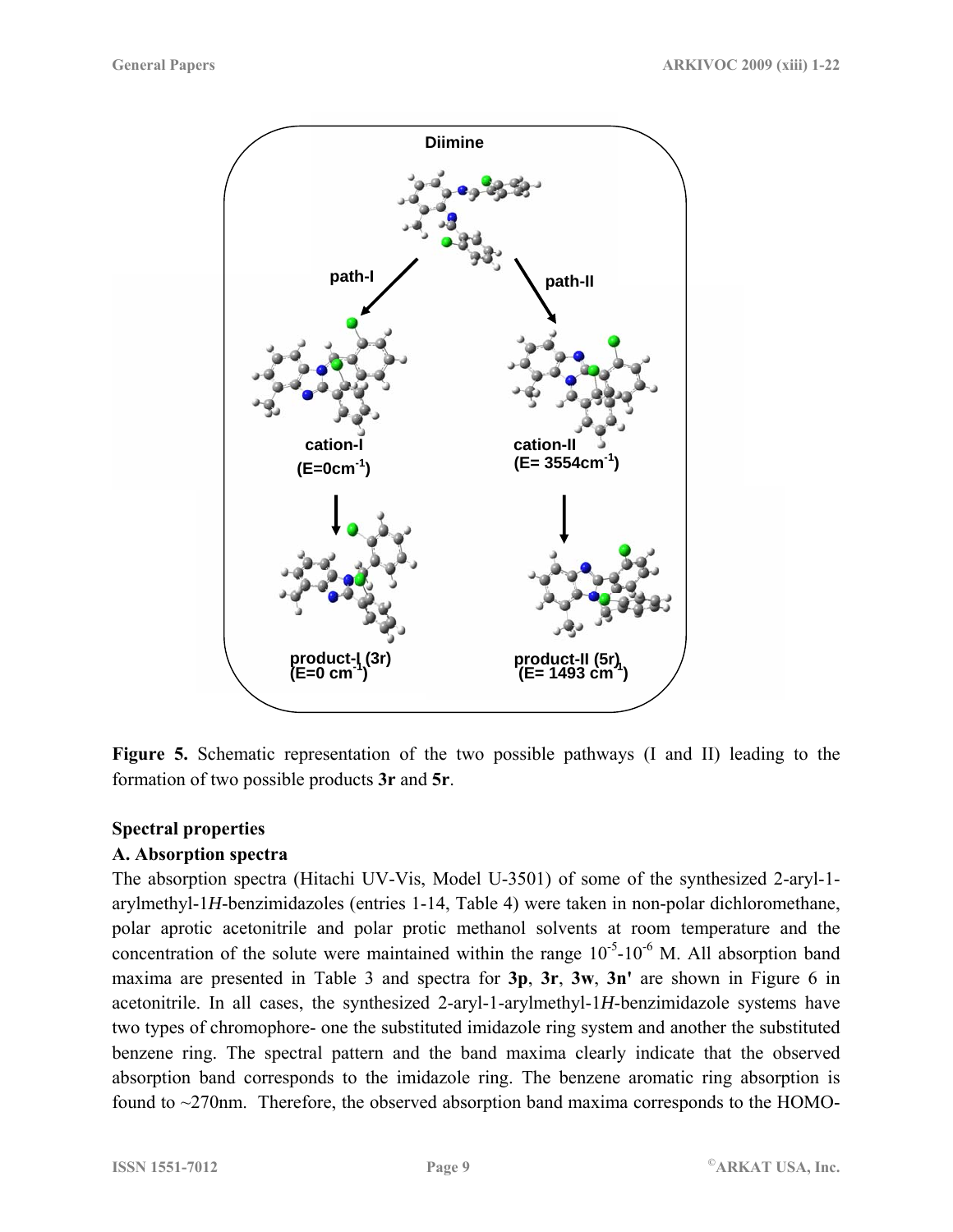**Figure 5.** Schematic representation of the two possible pathways (I and II) leading to the formation of two possible products **3r** and **5r**.

## Spectral properties

### A. Absorption spectra

The absorption spectra (Hitachi UV-Vis, Model U-3501) of some of the synthesized 2-aryl-1-arylmethyl-1*H*-benzimidazoles (entries 1-14, Table 4) were taken in non-polar dichloromethane, polar aprotic acetonitrile and polar protic methanol solvents at room temperature and the concentration of the solute were maintained within the range $10^{-5}$-$10^{-6}$ M. All absorption band maxima are presented in Table 3 and spectra for **3p**, **3r**, **3w**, **3n'** are shown in Figure 6 in acetonitrile. In all cases, the synthesized 2-aryl-1-arylmethyl-1*H*-benzimidazole systems have two types of chromophore- one the substituted imidazole ring system and another the substituted benzene ring. The spectral pattern and the band maxima clearly indicate that the observed absorption band corresponds to the imidazole ring. The benzene aromatic ring absorption is found to ~270nm. Therefore, the observed absorption band maxima corresponds to the HOMO-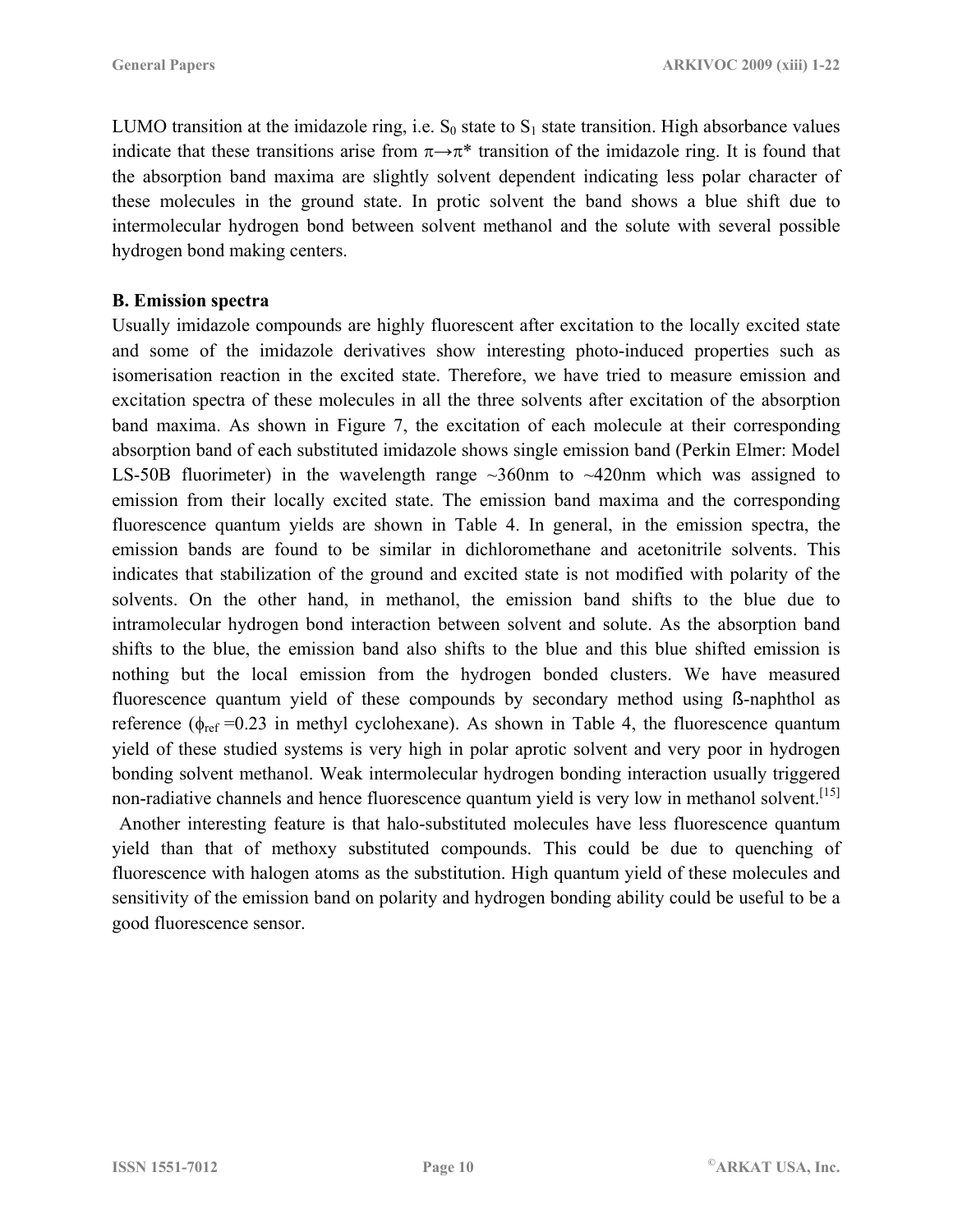LUMO transition at the imidazole ring, i.e. $S_0$ state to $S_1$ state transition. High absorbance values indicate that these transitions arise from $\pi\rightarrow\pi^*$ transition of the imidazole ring. It is found that the absorption band maxima are slightly solvent dependent indicating less polar character of these molecules in the ground state. In protic solvent the band shows a blue shift due to intermolecular hydrogen bond between solvent methanol and the solute with several possible hydrogen bond making centers.

**B. Emission spectra**

Usually imidazole compounds are highly fluorescent after excitation to the locally excited state and some of the imidazole derivatives show interesting photo-induced properties such as isomerisation reaction in the excited state. Therefore, we have tried to measure emission and excitation spectra of these molecules in all the three solvents after excitation of the absorption band maxima. As shown in Figure 7, the excitation of each molecule at their corresponding absorption band of each substituted imidazole shows single emission band (Perkin Elmer: Model LS-50B fluorimeter) in the wavelength range ~360nm to ~420nm which was assigned to emission from their locally excited state. The emission band maxima and the corresponding fluorescence quantum yields are shown in Table 4. In general, in the emission spectra, the emission bands are found to be similar in dichloromethane and acetonitrile solvents. This indicates that stabilization of the ground and excited state is not modified with polarity of the solvents. On the other hand, in methanol, the emission band shifts to the blue due to intramolecular hydrogen bond interaction between solvent and solute. As the absorption band shifts to the blue, the emission band also shifts to the blue and this blue shifted emission is nothing but the local emission from the hydrogen bonded clusters. We have measured fluorescence quantum yield of these compounds by secondary method using ß-naphthol as reference ($\phi_{ref}$ =0.23 in methyl cyclohexane). As shown in Table 4, the fluorescence quantum yield of these studied systems is very high in polar aprotic solvent and very poor in hydrogen bonding solvent methanol. Weak intermolecular hydrogen bonding interaction usually triggered non-radiative channels and hence fluorescence quantum yield is very low in methanol solvent.[15]

Another interesting feature is that halo-substituted molecules have less fluorescence quantum yield than that of methoxy substituted compounds. This could be due to quenching of fluorescence with halogen atoms as the substitution. High quantum yield of these molecules and sensitivity of the emission band on polarity and hydrogen bonding ability could be useful to be a good fluorescence sensor.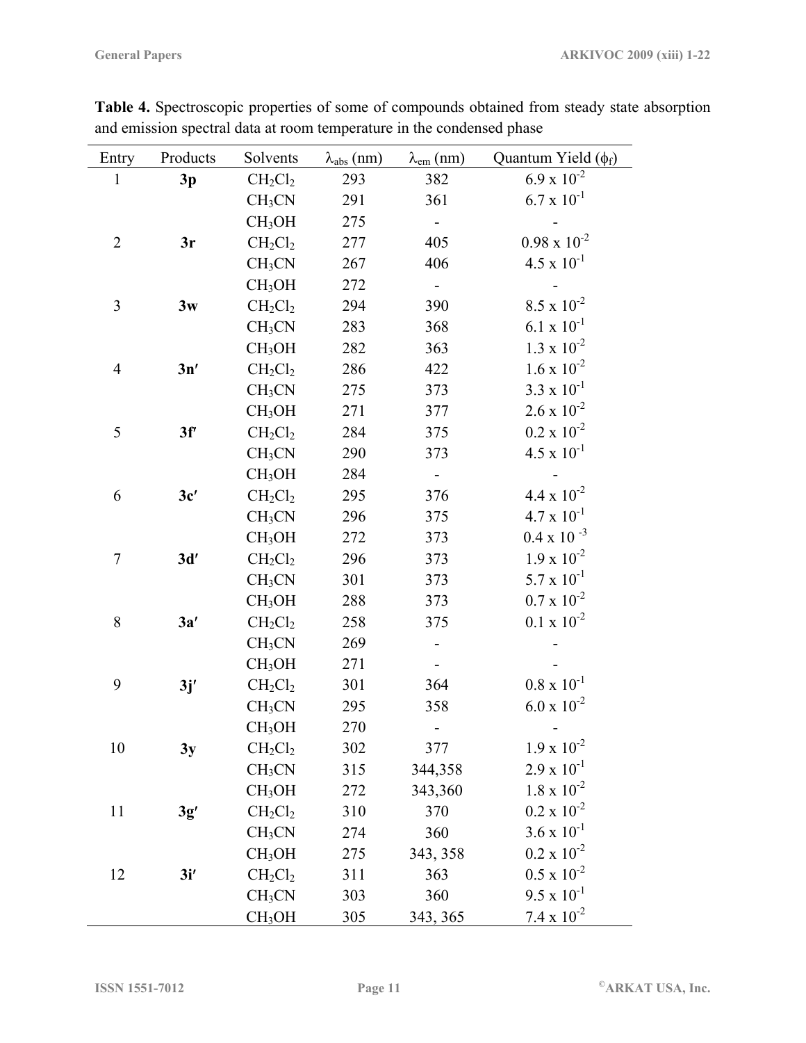**Table 4.** Spectroscopic properties of some of compounds obtained from steady state absorption and emission spectral data at room temperature in the condensed phase

| Entry | Products | Solvents | $\lambda_{abs}$ (nm) | $\lambda_{em}$ (nm) | Quantum Yield ($\phi_f$) |
|---|---|---|---|---|---|
| 1 | **3p** | $CH_2Cl_2$ | 293 | 382 | $6.9 \times 10^{-2}$ |
| | | $CH_3CN$ | 291 | 361 | $6.7 \times 10^{-1}$ |
| | | $CH_3OH$ | 275 | - | - |
| 2 | **3r** | $CH_2Cl_2$ | 277 | 405 | $0.98 \times 10^{-2}$ |
| | | $CH_3CN$ | 267 | 406 | $4.5 \times 10^{-1}$ |
| | | $CH_3OH$ | 272 | - | - |
| 3 | **3w** | $CH_2Cl_2$ | 294 | 390 | $8.5 \times 10^{-2}$ |
| | | $CH_3CN$ | 283 | 368 | $6.1 \times 10^{-1}$ |
| | | $CH_3OH$ | 282 | 363 | $1.3 \times 10^{-2}$ |
| 4 | **3n′** | $CH_2Cl_2$ | 286 | 422 | $1.6 \times 10^{-2}$ |
| | | $CH_3CN$ | 275 | 373 | $3.3 \times 10^{-1}$ |
| | | $CH_3OH$ | 271 | 377 | $2.6 \times 10^{-2}$ |
| 5 | **3f′** | $CH_2Cl_2$ | 284 | 375 | $0.2 \times 10^{-2}$ |
| | | $CH_3CN$ | 290 | 373 | $4.5 \times 10^{-1}$ |
| | | $CH_3OH$ | 284 | - | - |
| 6 | **3c′** | $CH_2Cl_2$ | 295 | 376 | $4.4 \times 10^{-2}$ |
| | | $CH_3CN$ | 296 | 375 | $4.7 \times 10^{-1}$ |
| | | $CH_3OH$ | 272 | 373 | $0.4 \times 10^{-3}$ |
| 7 | **3d′** | $CH_2Cl_2$ | 296 | 373 | $1.9 \times 10^{-2}$ |
| | | $CH_3CN$ | 301 | 373 | $5.7 \times 10^{-1}$ |
| | | $CH_3OH$ | 288 | 373 | $0.7 \times 10^{-2}$ |
| 8 | **3a′** | $CH_2Cl_2$ | 258 | 375 | $0.1 \times 10^{-2}$ |
| | | $CH_3CN$ | 269 | - | - |
| | | $CH_3OH$ | 271 | - | - |
| 9 | **3j′** | $CH_2Cl_2$ | 301 | 364 | $0.8 \times 10^{-1}$ |
| | | $CH_3CN$ | 295 | 358 | $6.0 \times 10^{-2}$ |
| | | $CH_3OH$ | 270 | - | - |
| 10 | **3y** | $CH_2Cl_2$ | 302 | 377 | $1.9 \times 10^{-2}$ |
| | | $CH_3CN$ | 315 | 344,358 | $2.9 \times 10^{-1}$ |
| | | $CH_3OH$ | 272 | 343,360 | $1.8 \times 10^{-2}$ |
| 11 | **3g′** | $CH_2Cl_2$ | 310 | 370 | $0.2 \times 10^{-2}$ |
| | | $CH_3CN$ | 274 | 360 | $3.6 \times 10^{-1}$ |
| | | $CH_3OH$ | 275 | 343, 358 | $0.2 \times 10^{-2}$ |
| 12 | **3i′** | $CH_2Cl_2$ | 311 | 363 | $0.5 \times 10^{-2}$ |
| | | $CH_3CN$ | 303 | 360 | $9.5 \times 10^{-1}$ |
| | | $CH_3OH$ | 305 | 343, 365 | $7.4 \times 10^{-2}$ |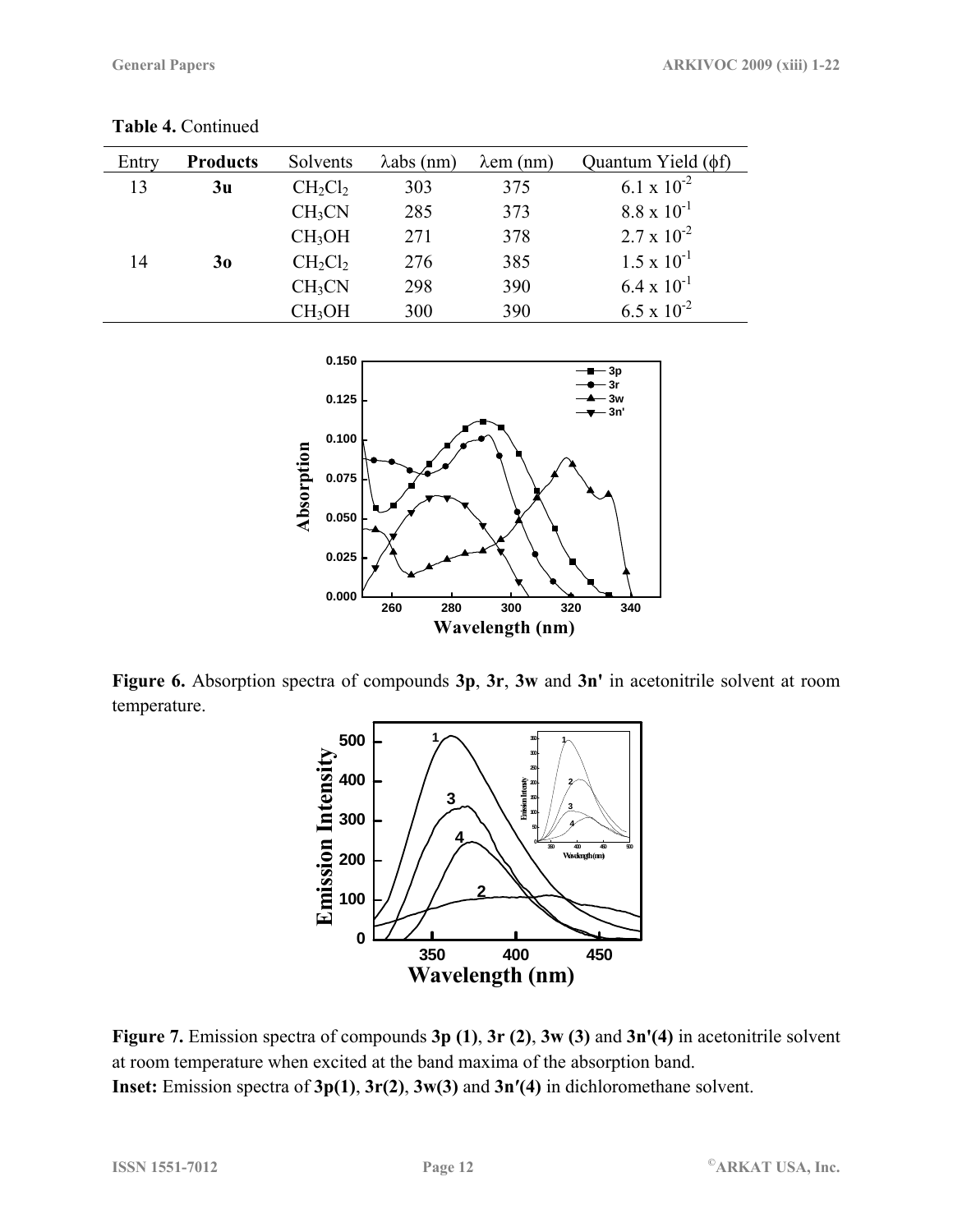**Table 4.** Continued

| Entry | **Products** | Solvents | λabs (nm) | λem (nm) | Quantum Yield (ϕf) |
|---|---|---|---|---|---|
| 13 | **3u** | $CH_2Cl_2$ | 303 | 375 | $6.1 \times 10^{-2}$ |
| | | $CH_3CN$ | 285 | 373 | $8.8 \times 10^{-1}$ |
| | | $CH_3OH$ | 271 | 378 | $2.7 \times 10^{-2}$ |
| 14 | **3o** | $CH_2Cl_2$ | 276 | 385 | $1.5 \times 10^{-1}$ |
| | | $CH_3CN$ | 298 | 390 | $6.4 \times 10^{-1}$ |
| | | $CH_3OH$ | 300 | 390 | $6.5 \times 10^{-2}$ |

**Figure 6.** Absorption spectra of compounds **3p**, **3r**, **3w** and **3n'** in acetonitrile solvent at room temperature.

**Figure 7.** Emission spectra of compounds **3p (1)**, **3r (2)**, **3w (3)** and **3n'(4)** in acetonitrile solvent at room temperature when excited at the band maxima of the absorption band.
**Inset:** Emission spectra of **3p(1)**, **3r(2)**, **3w(3)** and **3n′(4)** in dichloromethane solvent.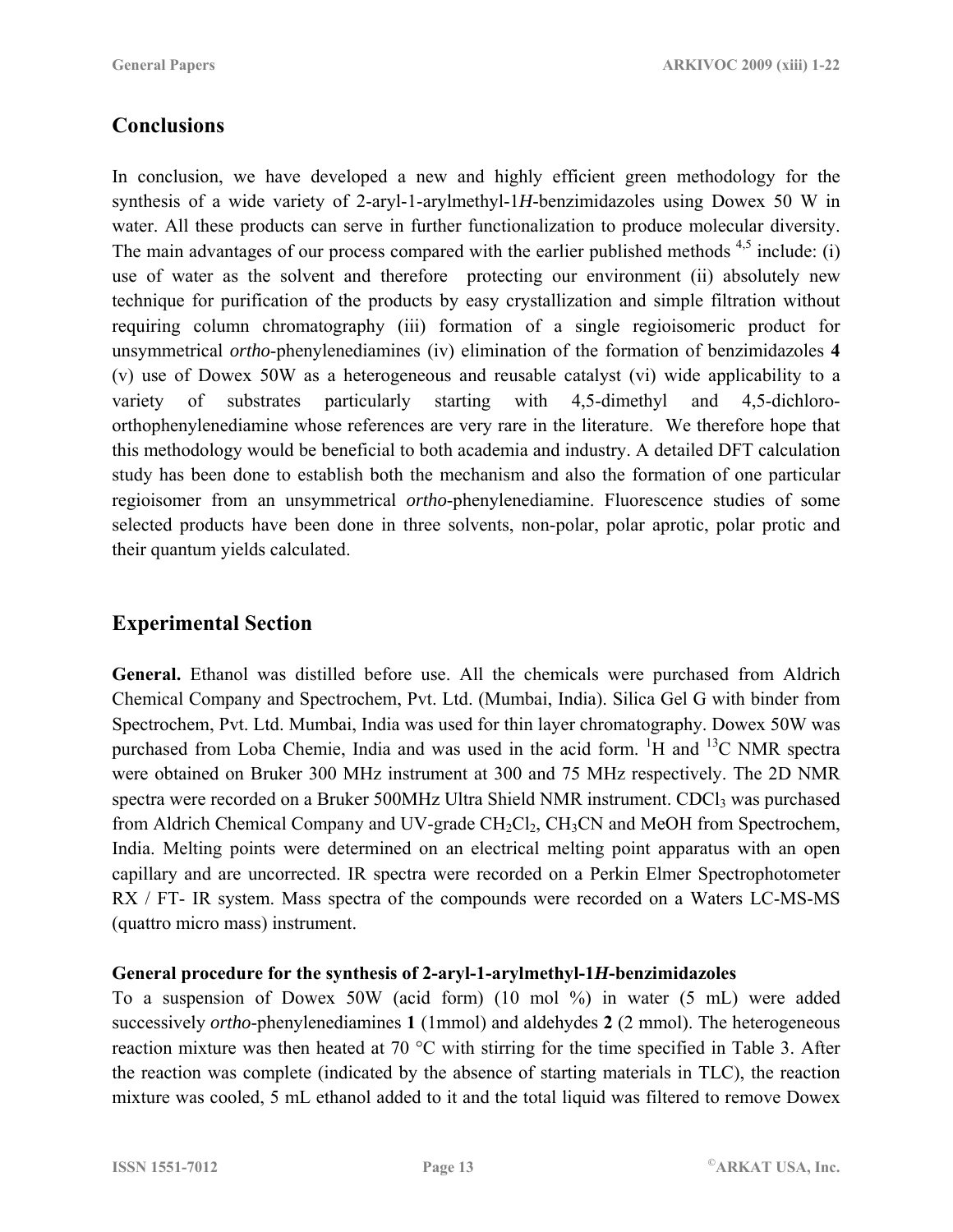## Conclusions

In conclusion, we have developed a new and highly efficient green methodology for the synthesis of a wide variety of 2-aryl-1-arylmethyl-1*H*-benzimidazoles using Dowex 50 W in water. All these products can serve in further functionalization to produce molecular diversity. The main advantages of our process compared with the earlier published methods [4,5] include: (i) use of water as the solvent and therefore protecting our environment (ii) absolutely new technique for purification of the products by easy crystallization and simple filtration without requiring column chromatography (iii) formation of a single regioisomeric product for unsymmetrical *ortho*-phenylenediamines (iv) elimination of the formation of benzimidazoles **4** (v) use of Dowex 50W as a heterogeneous and reusable catalyst (vi) wide applicability to a variety of substrates particularly starting with 4,5-dimethyl and 4,5-dichloro-orthophenylenediamine whose references are very rare in the literature. We therefore hope that this methodology would be beneficial to both academia and industry. A detailed DFT calculation study has been done to establish both the mechanism and also the formation of one particular regioisomer from an unsymmetrical *ortho*-phenylenediamine. Fluorescence studies of some selected products have been done in three solvents, non-polar, polar aprotic, polar protic and their quantum yields calculated.

## Experimental Section

**General.** Ethanol was distilled before use. All the chemicals were purchased from Aldrich Chemical Company and Spectrochem, Pvt. Ltd. (Mumbai, India). Silica Gel G with binder from Spectrochem, Pvt. Ltd. Mumbai, India was used for thin layer chromatography. Dowex 50W was purchased from Loba Chemie, India and was used in the acid form. $^{1}H$ and $^{13}C$ NMR spectra were obtained on Bruker 300 MHz instrument at 300 and 75 MHz respectively. The 2D NMR spectra were recorded on a Bruker 500MHz Ultra Shield NMR instrument. $CDCl_3$ was purchased from Aldrich Chemical Company and UV-grade $CH_2Cl_2$, $CH_3CN$ and MeOH from Spectrochem, India. Melting points were determined on an electrical melting point apparatus with an open capillary and are uncorrected. IR spectra were recorded on a Perkin Elmer Spectrophotometer RX / FT- IR system. Mass spectra of the compounds were recorded on a Waters LC-MS-MS (quattro micro mass) instrument.

**General procedure for the synthesis of 2-aryl-1-arylmethyl-1*H*-benzimidazoles**
To a suspension of Dowex 50W (acid form) (10 mol %) in water (5 mL) were added successively *ortho*-phenylenediamines **1** (1mmol) and aldehydes **2** (2 mmol). The heterogeneous reaction mixture was then heated at 70 °C with stirring for the time specified in Table 3. After the reaction was complete (indicated by the absence of starting materials in TLC), the reaction mixture was cooled, 5 mL ethanol added to it and the total liquid was filtered to remove Dowex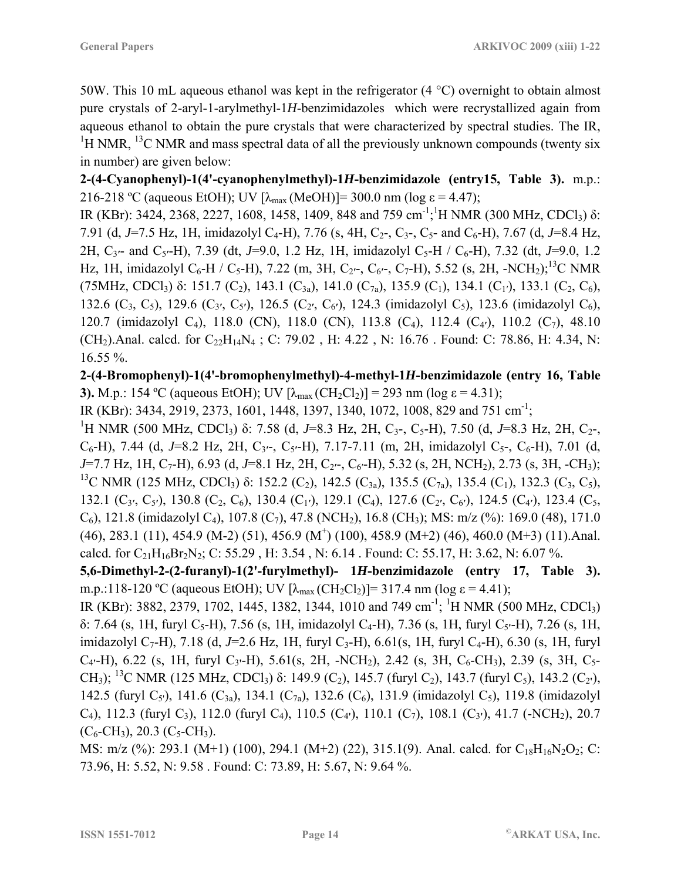50W. This 10 mL aqueous ethanol was kept in the refrigerator (4 °C) overnight to obtain almost pure crystals of 2-aryl-1-arylmethyl-1*H*-benzimidazoles which were recrystallized again from aqueous ethanol to obtain the pure crystals that were characterized by spectral studies. The IR, $^1$H NMR, $^{13}$C NMR and mass spectral data of all the previously unknown compounds (twenty six in number) are given below:

**2-(4-Cyanophenyl)-1(4'-cyanophenylmethyl)-1*H*-benzimidazole (entry15, Table 3).** m.p.: 216-218 ºC (aqueous EtOH); UV [$\lambda_{max}$ (MeOH)]= 300.0 nm (log ε = 4.47);
IR (KBr): 3424, 2368, 2227, 1608, 1458, 1409, 848 and 759 cm$^{-1}$;$^1$H NMR (300 MHz, $CDCl_3$) δ: 7.91 (d, *J*=7.5 Hz, 1H, imidazolyl $C_4$-H), 7.76 (s, 4H, $C_2$-, $C_3$-, $C_5$- and $C_6$-H), 7.67 (d, *J*=8.4 Hz, 2H, $C_{3'}$- and $C_{5'}$-H), 7.39 (dt, *J*=9.0, 1.2 Hz, 1H, imidazolyl $C_5$-H / $C_6$-H), 7.32 (dt, *J*=9.0, 1.2 Hz, 1H, imidazolyl $C_6$-H / $C_5$-H), 7.22 (m, 3H, $C_{2'}$-, $C_{6'}$-, $C_7$-H), 5.52 (s, 2H, -$NCH_2$);$^{13}$C NMR (75MHz, $CDCl_3$) δ: 151.7 ($C_2$), 143.1 ($C_{3a}$), 141.0 ($C_{7a}$), 135.9 ($C_1$), 134.1 ($C_{1'}$), 133.1 ($C_2$, $C_6$), 132.6 ($C_3$, $C_5$), 129.6 ($C_{3'}$, $C_{5'}$), 126.5 ($C_{2'}$, $C_{6'}$), 124.3 (imidazolyl $C_5$), 123.6 (imidazolyl $C_6$), 120.7 (imidazolyl $C_4$), 118.0 (CN), 118.0 (CN), 113.8 ($C_4$), 112.4 ($C_{4'}$), 110.2 ($C_7$), 48.10 ($CH_2$).Anal. calcd. for $C_{22}H_{14}N_4$ ; C: 79.02 , H: 4.22 , N: 16.76 . Found: C: 78.86, H: 4.34, N: 16.55 %.

**2-(4-Bromophenyl)-1(4'-bromophenylmethyl)-4-methyl-1*H*-benzimidazole (entry 16, Table 3).** M.p.: 154 ºC (aqueous EtOH); UV [$\lambda_{max}$ ($CH_2Cl_2$)] = 293 nm (log ε = 4.31);
IR (KBr): 3434, 2919, 2373, 1601, 1448, 1397, 1340, 1072, 1008, 829 and 751 cm$^{-1}$;
$^1$H NMR (500 MHz, $CDCl_3$) δ: 7.58 (d, *J*=8.3 Hz, 2H, $C_3$-, $C_5$-H), 7.50 (d, *J*=8.3 Hz, 2H, $C_2$-, $C_6$-H), 7.44 (d, *J*=8.2 Hz, 2H, $C_{3'}$-, $C_{5'}$-H), 7.17-7.11 (m, 2H, imidazolyl $C_5$-, $C_6$-H), 7.01 (d, *J*=7.7 Hz, 1H, $C_7$-H), 6.93 (d, *J*=8.1 Hz, 2H, $C_{2'}$-, $C_{6'}$-H), 5.32 (s, 2H, $NCH_2$), 2.73 (s, 3H, -$CH_3$); $^{13}$C NMR (125 MHz, $CDCl_3$) δ: 152.2 ($C_2$), 142.5 ($C_{3a}$), 135.5 ($C_{7a}$), 135.4 ($C_1$), 132.3 ($C_3$, $C_5$), 132.1 ($C_{3'}$, $C_{5'}$), 130.8 ($C_2$, $C_6$), 130.4 ($C_{1'}$), 129.1 ($C_4$), 127.6 ($C_{2'}$, $C_{6'}$), 124.5 ($C_{4'}$), 123.4 ($C_5$, $C_6$), 121.8 (imidazolyl $C_4$), 107.8 ($C_7$), 47.8 ($NCH_2$), 16.8 ($CH_3$); MS: m/z (%): 169.0 (48), 171.0 (46), 283.1 (11), 454.9 (M-2) (51), 456.9 ($M^+$) (100), 458.9 (M+2) (46), 460.0 (M+3) (11).Anal. calcd. for $C_{21}H_{16}Br_2N_2$; C: 55.29 , H: 3.54 , N: 6.14 . Found: C: 55.17, H: 3.62, N: 6.07 %.

**5,6-Dimethyl-2-(2-furanyl)-1(2'-furylmethyl)- 1*H*-benzimidazole (entry 17, Table 3).** m.p.:118-120 ºC (aqueous EtOH); UV [$\lambda_{max}$ ($CH_2Cl_2$)]= 317.4 nm (log ε = 4.41);
IR (KBr): 3882, 2379, 1702, 1445, 1382, 1344, 1010 and 749 cm$^{-1}$; $^1$H NMR (500 MHz, $CDCl_3$) δ: 7.64 (s, 1H, furyl $C_5$-H), 7.56 (s, 1H, imidazolyl $C_4$-H), 7.36 (s, 1H, furyl $C_{5'}$-H), 7.26 (s, 1H, imidazolyl $C_7$-H), 7.18 (d, *J*=2.6 Hz, 1H, furyl $C_3$-H), 6.61(s, 1H, furyl $C_4$-H), 6.30 (s, 1H, furyl $C_{4'}$-H), 6.22 (s, 1H, furyl $C_{3'}$-H), 5.61(s, 2H, -$NCH_2$), 2.42 (s, 3H, $C_6$-$CH_3$), 2.39 (s, 3H, $C_5$-$CH_3$); $^{13}$C NMR (125 MHz, $CDCl_3$) δ: 149.9 ($C_2$), 145.7 (furyl $C_2$), 143.7 (furyl $C_5$), 143.2 ($C_{2'}$), 142.5 (furyl $C_{5'}$), 141.6 ($C_{3a}$), 134.1 ($C_{7a}$), 132.6 ($C_6$), 131.9 (imidazolyl $C_5$), 119.8 (imidazolyl $C_4$), 112.3 (furyl $C_3$), 112.0 (furyl $C_4$), 110.5 ($C_{4'}$), 110.1 ($C_7$), 108.1 ($C_{3'}$), 41.7 (-$NCH_2$), 20.7 ($C_6$-$CH_3$), 20.3 ($C_5$-$CH_3$).
MS: m/z (%): 293.1 (M+1) (100), 294.1 (M+2) (22), 315.1(9). Anal. calcd. for $C_{18}H_{16}N_2O_2$; C: 73.96, H: 5.52, N: 9.58 . Found: C: 73.89, H: 5.67, N: 9.64 %.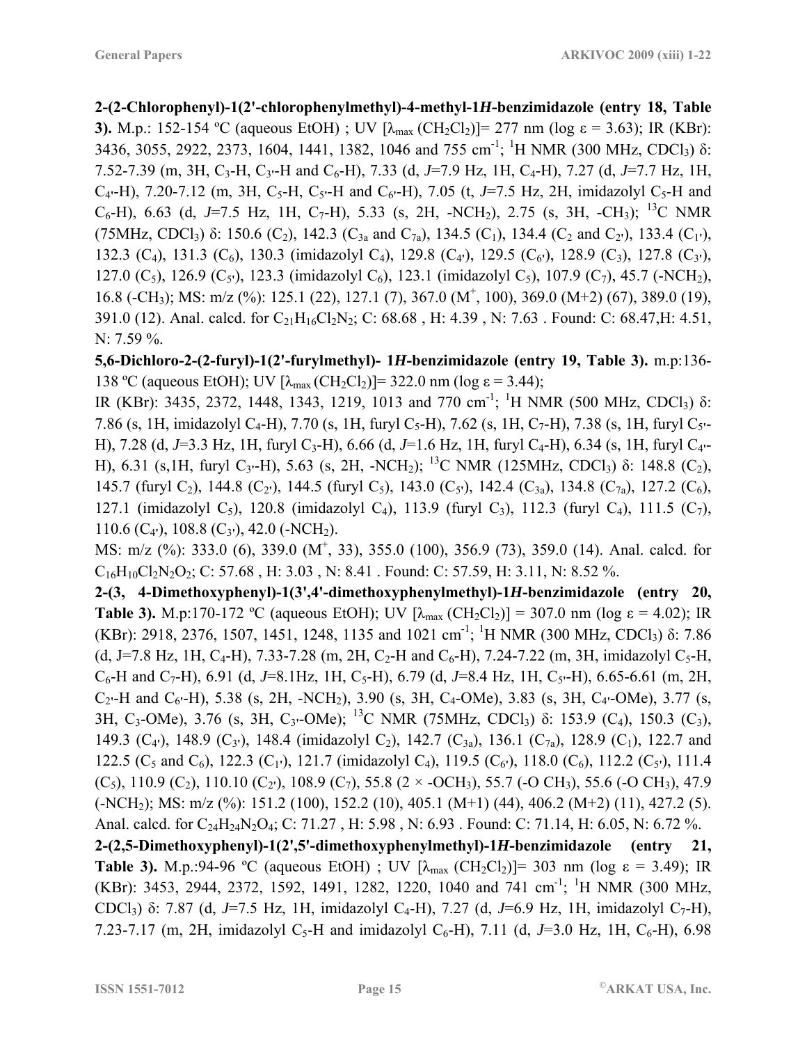**2-(2-Chlorophenyl)-1(2'-chlorophenylmethyl)-4-methyl-1*H*-benzimidazole (entry 18, Table 3).** M.p.: 152-154 ºC (aqueous EtOH) ; UV [$\lambda_{max}$ ($CH_2Cl_2$)]= 277 nm (log ε = 3.63); IR (KBr): 3436, 3055, 2922, 2373, 1604, 1441, 1382, 1046 and 755 $cm^{-1}$; $^1H$ NMR (300 MHz, $CDCl_3$) δ: 7.52-7.39 (m, 3H, $C_3$-H, $C_{3'}$-H and $C_6$-H), 7.33 (d, *J*=7.9 Hz, 1H, $C_4$-H), 7.27 (d, *J*=7.7 Hz, 1H, $C_{4'}$-H), 7.20-7.12 (m, 3H, $C_5$-H, $C_{5'}$-H and $C_{6'}$-H), 7.05 (t, *J*=7.5 Hz, 2H, imidazolyl $C_5$-H and $C_6$-H), 6.63 (d, *J*=7.5 Hz, 1H, $C_7$-H), 5.33 (s, 2H, $-NCH_2$), 2.75 (s, 3H, $-CH_3$); $^{13}C$ NMR (75MHz, $CDCl_3$) δ: 150.6 ($C_2$), 142.3 ($C_{3a}$ and $C_{7a}$), 134.5 ($C_1$), 134.4 ($C_2$ and $C_{2'}$), 133.4 ($C_{1'}$), 132.3 ($C_4$), 131.3 ($C_6$), 130.3 (imidazolyl $C_4$), 129.8 ($C_{4'}$), 129.5 ($C_{6'}$), 128.9 ($C_3$), 127.8 ($C_{3'}$), 127.0 ($C_5$), 126.9 ($C_{5'}$), 123.3 (imidazolyl $C_6$), 123.1 (imidazolyl $C_5$), 107.9 ($C_7$), 45.7 ($-NCH_2$), 16.8 ($-CH_3$); MS: m/z (%): 125.1 (22), 127.1 (7), 367.0 ($M^+$, 100), 369.0 (M+2) (67), 389.0 (19), 391.0 (12). Anal. calcd. for $C_{21}H_{16}Cl_2N_2$; C: 68.68 , H: 4.39 , N: 7.63 . Found: C: 68.47,H: 4.51, N: 7.59 %.

**5,6-Dichloro-2-(2-furyl)-1(2'-furylmethyl)- 1*H*-benzimidazole (entry 19, Table 3).** m.p:136-138 ºC (aqueous EtOH); UV [$\lambda_{max}$ ($CH_2Cl_2$)]= 322.0 nm (log ε = 3.44);
IR (KBr): 3435, 2372, 1448, 1343, 1219, 1013 and 770 $cm^{-1}$; $^1H$ NMR (500 MHz, $CDCl_3$) δ: 7.86 (s, 1H, imidazolyl $C_4$-H), 7.70 (s, 1H, furyl $C_5$-H), 7.62 (s, 1H, $C_7$-H), 7.38 (s, 1H, furyl $C_{5'}$-H), 7.28 (d, *J*=3.3 Hz, 1H, furyl $C_3$-H), 6.66 (d, *J*=1.6 Hz, 1H, furyl $C_4$-H), 6.34 (s, 1H, furyl $C_{4'}$-H), 6.31 (s,1H, furyl $C_{3'}$-H), 5.63 (s, 2H, $-NCH_2$); $^{13}C$ NMR (125MHz, $CDCl_3$) δ: 148.8 ($C_2$), 145.7 (furyl $C_2$), 144.8 ($C_{2'}$), 144.5 (furyl $C_5$), 143.0 ($C_{5'}$), 142.4 ($C_{3a}$), 134.8 ($C_{7a}$), 127.2 ($C_6$), 127.1 (imidazolyl $C_5$), 120.8 (imidazolyl $C_4$), 113.9 (furyl $C_3$), 112.3 (furyl $C_4$), 111.5 ($C_7$), 110.6 ($C_{4'}$), 108.8 ($C_{3'}$), 42.0 ($-NCH_2$).
MS: m/z (%): 333.0 (6), 339.0 ($M^+$, 33), 355.0 (100), 356.9 (73), 359.0 (14). Anal. calcd. for $C_{16}H_{10}Cl_2N_2O_2$; C: 57.68 , H: 3.03 , N: 8.41 . Found: C: 57.59, H: 3.11, N: 8.52 %.

**2-(3, 4-Dimethoxyphenyl)-1(3',4'-dimethoxyphenylmethyl)-1*H*-benzimidazole (entry 20, Table 3).** M.p:170-172 ºC (aqueous EtOH); UV [$\lambda_{max}$ ($CH_2Cl_2$)] = 307.0 nm (log ε = 4.02); IR (KBr): 2918, 2376, 1507, 1451, 1248, 1135 and 1021 $cm^{-1}$; $^1H$ NMR (300 MHz, $CDCl_3$) δ: 7.86 (d, J=7.8 Hz, 1H, $C_4$-H), 7.33-7.28 (m, 2H, $C_2$-H and $C_6$-H), 7.24-7.22 (m, 3H, imidazolyl $C_5$-H, $C_6$-H and $C_7$-H), 6.91 (d, *J*=8.1Hz, 1H, $C_5$-H), 6.79 (d, *J*=8.4 Hz, 1H, $C_{5'}$-H), 6.65-6.61 (m, 2H, $C_{2'}$-H and $C_{6'}$-H), 5.38 (s, 2H, $-NCH_2$), 3.90 (s, 3H, $C_4$-OMe), 3.83 (s, 3H, $C_{4'}$-OMe), 3.77 (s, 3H, $C_3$-OMe), 3.76 (s, 3H, $C_{3'}$-OMe); $^{13}C$ NMR (75MHz, $CDCl_3$) δ: 153.9 ($C_4$), 150.3 ($C_3$), 149.3 ($C_{4'}$), 148.9 ($C_{3'}$), 148.4 (imidazolyl $C_2$), 142.7 ($C_{3a}$), 136.1 ($C_{7a}$), 128.9 ($C_1$), 122.7 and 122.5 ($C_5$ and $C_6$), 122.3 ($C_{1'}$), 121.7 (imidazolyl $C_4$), 119.5 ($C_{6'}$), 118.0 ($C_6$), 112.2 ($C_{5'}$), 111.4 ($C_5$), 110.9 ($C_2$), 110.10 ($C_{2'}$), 108.9 ($C_7$), 55.8 (2 × $-OCH_3$), 55.7 (-O $CH_3$), 55.6 (-O $CH_3$), 47.9 ($-NCH_2$); MS: m/z (%): 151.2 (100), 152.2 (10), 405.1 (M+1) (44), 406.2 (M+2) (11), 427.2 (5). Anal. calcd. for $C_{24}H_{24}N_2O_4$; C: 71.27 , H: 5.98 , N: 6.93 . Found: C: 71.14, H: 6.05, N: 6.72 %.

**2-(2,5-Dimethoxyphenyl)-1(2',5'-dimethoxyphenylmethyl)-1*H*-benzimidazole (entry 21, Table 3).** M.p.:94-96 ºC (aqueous EtOH) ; UV [$\lambda_{max}$ ($CH_2Cl_2$)]= 303 nm (log ε = 3.49); IR (KBr): 3453, 2944, 2372, 1592, 1491, 1282, 1220, 1040 and 741 $cm^{-1}$; $^1H$ NMR (300 MHz, $CDCl_3$) δ: 7.87 (d, *J*=7.5 Hz, 1H, imidazolyl $C_4$-H), 7.27 (d, *J*=6.9 Hz, 1H, imidazolyl $C_7$-H), 7.23-7.17 (m, 2H, imidazolyl $C_5$-H and imidazolyl $C_6$-H), 7.11 (d, *J*=3.0 Hz, 1H, $C_6$-H), 6.98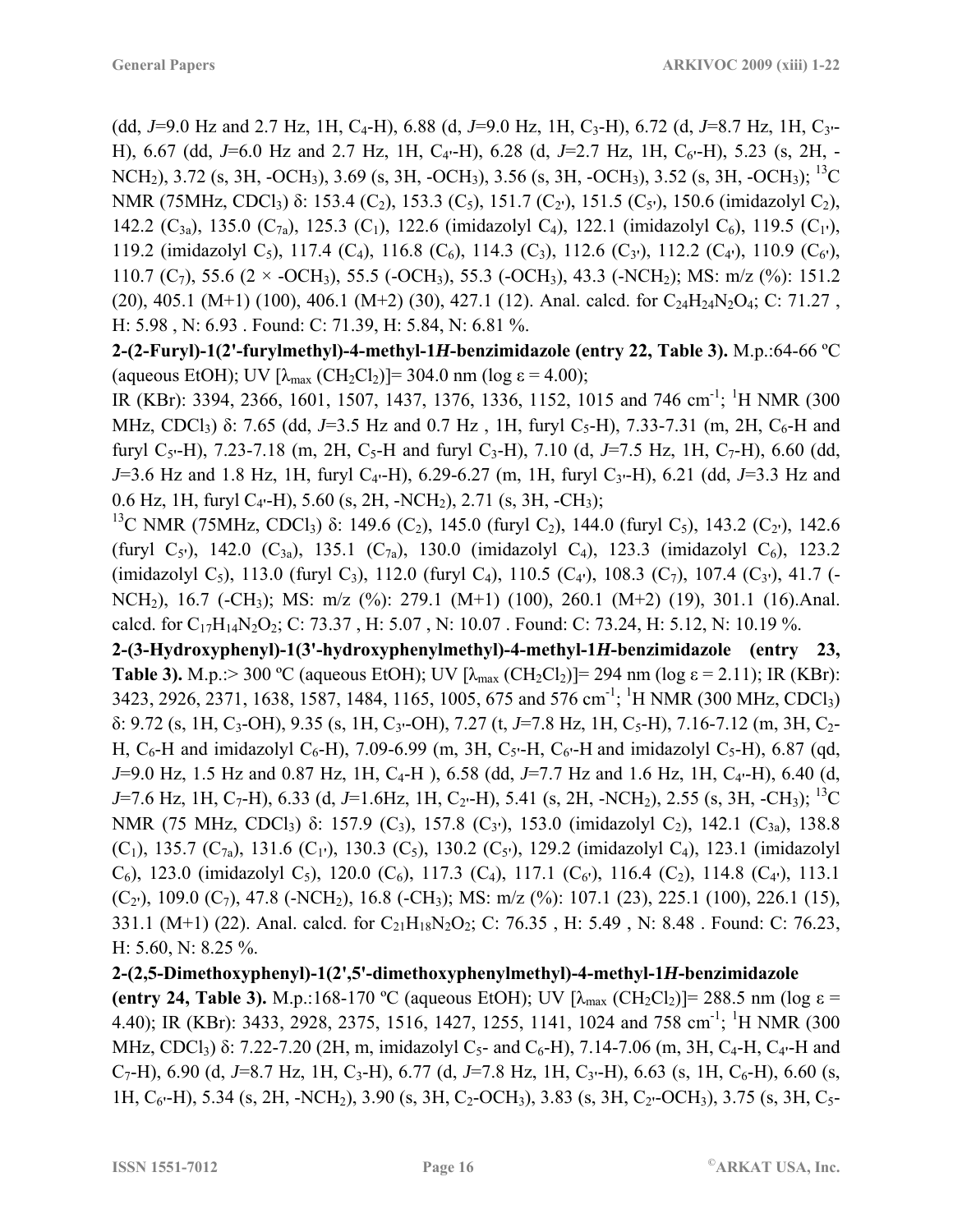(dd, $J$=9.0 Hz and 2.7 Hz, 1H, $C_4$-H), 6.88 (d, $J$=9.0 Hz, 1H, $C_3$-H), 6.72 (d, $J$=8.7 Hz, 1H, $C_{3'}$-H), 6.67 (dd, $J$=6.0 Hz and 2.7 Hz, 1H, $C_{4'}$-H), 6.28 (d, $J$=2.7 Hz, 1H, $C_{6'}$-H), 5.23 (s, 2H, -$NCH_2$), 3.72 (s, 3H, -$OCH_3$), 3.69 (s, 3H, -$OCH_3$), 3.56 (s, 3H, -$OCH_3$), 3.52 (s, 3H, -$OCH_3$); $^{13}$C NMR (75MHz, $CDCl_3$) δ: 153.4 ($C_2$), 153.3 ($C_5$), 151.7 ($C_{2'}$), 151.5 ($C_{5'}$), 150.6 (imidazolyl $C_2$), 142.2 ($C_{3a}$), 135.0 ($C_{7a}$), 125.3 ($C_1$), 122.6 (imidazolyl $C_4$), 122.1 (imidazolyl $C_6$), 119.5 ($C_{1'}$), 119.2 (imidazolyl $C_5$), 117.4 ($C_4$), 116.8 ($C_6$), 114.3 ($C_3$), 112.6 ($C_{3'}$), 112.2 ($C_{4'}$), 110.9 ($C_{6'}$), 110.7 ($C_7$), 55.6 (2 × -$OCH_3$), 55.5 (-$OCH_3$), 55.3 (-$OCH_3$), 43.3 (-$NCH_2$); MS: m/z (%): 151.2 (20), 405.1 (M+1) (100), 406.1 (M+2) (30), 427.1 (12). Anal. calcd. for $C_{24}H_{24}N_2O_4$; C: 71.27 , H: 5.98 , N: 6.93 . Found: C: 71.39, H: 5.84, N: 6.81 %.

**2-(2-Furyl)-1(2'-furylmethyl)-4-methyl-1*H*-benzimidazole (entry 22, Table 3).** M.p.:64-66 ºC (aqueous EtOH); UV [$\lambda_{max}$ ($CH_2Cl_2$)]= 304.0 nm (log ε = 4.00);
IR (KBr): 3394, 2366, 1601, 1507, 1437, 1376, 1336, 1152, 1015 and 746 cm$^{-1}$; $^1$H NMR (300 MHz, $CDCl_3$) δ: 7.65 (dd, $J$=3.5 Hz and 0.7 Hz , 1H, furyl $C_5$-H), 7.33-7.31 (m, 2H, $C_6$-H and furyl $C_{5'}$-H), 7.23-7.18 (m, 2H, $C_5$-H and furyl $C_3$-H), 7.10 (d, $J$=7.5 Hz, 1H, $C_7$-H), 6.60 (dd, $J$=3.6 Hz and 1.8 Hz, 1H, furyl $C_{4'}$-H), 6.29-6.27 (m, 1H, furyl $C_{3'}$-H), 6.21 (dd, $J$=3.3 Hz and 0.6 Hz, 1H, furyl $C_{4'}$-H), 5.60 (s, 2H, -$NCH_2$), 2.71 (s, 3H, -$CH_3$);
$^{13}$C NMR (75MHz, $CDCl_3$) δ: 149.6 ($C_2$), 145.0 (furyl $C_2$), 144.0 (furyl $C_5$), 143.2 ($C_{2'}$), 142.6 (furyl $C_{5'}$), 142.0 ($C_{3a}$), 135.1 ($C_{7a}$), 130.0 (imidazolyl $C_4$), 123.3 (imidazolyl $C_6$), 123.2 (imidazolyl $C_5$), 113.0 (furyl $C_3$), 112.0 (furyl $C_4$), 110.5 ($C_{4'}$), 108.3 ($C_7$), 107.4 ($C_{3'}$), 41.7 (-$NCH_2$), 16.7 (-$CH_3$); MS: m/z (%): 279.1 (M+1) (100), 260.1 (M+2) (19), 301.1 (16).Anal. calcd. for $C_{17}H_{14}N_2O_2$; C: 73.37 , H: 5.07 , N: 10.07 . Found: C: 73.24, H: 5.12, N: 10.19 %.

**2-(3-Hydroxyphenyl)-1(3'-hydroxyphenylmethyl)-4-methyl-1*H*-benzimidazole (entry 23, Table 3).** M.p.:> 300 ºC (aqueous EtOH); UV [$\lambda_{max}$ ($CH_2Cl_2$)]= 294 nm (log ε = 2.11); IR (KBr): 3423, 2926, 2371, 1638, 1587, 1484, 1165, 1005, 675 and 576 cm$^{-1}$; $^1$H NMR (300 MHz, $CDCl_3$) δ: 9.72 (s, 1H, $C_3$-OH), 9.35 (s, 1H, $C_{3'}$-OH), 7.27 (t, $J$=7.8 Hz, 1H, $C_5$-H), 7.16-7.12 (m, 3H, $C_2$-H, $C_6$-H and imidazolyl $C_6$-H), 7.09-6.99 (m, 3H, $C_{5'}$-H, $C_{6'}$-H and imidazolyl $C_5$-H), 6.87 (qd, $J$=9.0 Hz, 1.5 Hz and 0.87 Hz, 1H, $C_4$-H ), 6.58 (dd, $J$=7.7 Hz and 1.6 Hz, 1H, $C_{4'}$-H), 6.40 (d, $J$=7.6 Hz, 1H, $C_7$-H), 6.33 (d, $J$=1.6Hz, 1H, $C_{2'}$-H), 5.41 (s, 2H, -$NCH_2$), 2.55 (s, 3H, -$CH_3$); $^{13}$C NMR (75 MHz, $CDCl_3$) δ: 157.9 ($C_3$), 157.8 ($C_{3'}$), 153.0 (imidazolyl $C_2$), 142.1 ($C_{3a}$), 138.8 ($C_1$), 135.7 ($C_{7a}$), 131.6 ($C_{1'}$), 130.3 ($C_5$), 130.2 ($C_{5'}$), 129.2 (imidazolyl $C_4$), 123.1 (imidazolyl $C_6$), 123.0 (imidazolyl $C_5$), 120.0 ($C_6$), 117.3 ($C_4$), 117.1 ($C_{6'}$), 116.4 ($C_2$), 114.8 ($C_{4'}$), 113.1 ($C_{2'}$), 109.0 ($C_7$), 47.8 (-$NCH_2$), 16.8 (-$CH_3$); MS: m/z (%): 107.1 (23), 225.1 (100), 226.1 (15), 331.1 (M+1) (22). Anal. calcd. for $C_{21}H_{18}N_2O_2$; C: 76.35 , H: 5.49 , N: 8.48 . Found: C: 76.23, H: 5.60, N: 8.25 %.

**2-(2,5-Dimethoxyphenyl)-1(2',5'-dimethoxyphenylmethyl)-4-methyl-1*H*-benzimidazole (entry 24, Table 3).** M.p.:168-170 ºC (aqueous EtOH); UV [$\lambda_{max}$ ($CH_2Cl_2$)]= 288.5 nm (log ε = 4.40); IR (KBr): 3433, 2928, 2375, 1516, 1427, 1255, 1141, 1024 and 758 cm$^{-1}$; $^1$H NMR (300 MHz, $CDCl_3$) δ: 7.22-7.20 (2H, m, imidazolyl $C_5$- and $C_6$-H), 7.14-7.06 (m, 3H, $C_4$-H, $C_{4'}$-H and $C_7$-H), 6.90 (d, $J$=8.7 Hz, 1H, $C_3$-H), 6.77 (d, $J$=7.8 Hz, 1H, $C_{3'}$-H), 6.63 (s, 1H, $C_6$-H), 6.60 (s, 1H, $C_{6'}$-H), 5.34 (s, 2H, -$NCH_2$), 3.90 (s, 3H, $C_2$-$OCH_3$), 3.83 (s, 3H, $C_{2'}$-$OCH_3$), 3.75 (s, 3H, $C_5$-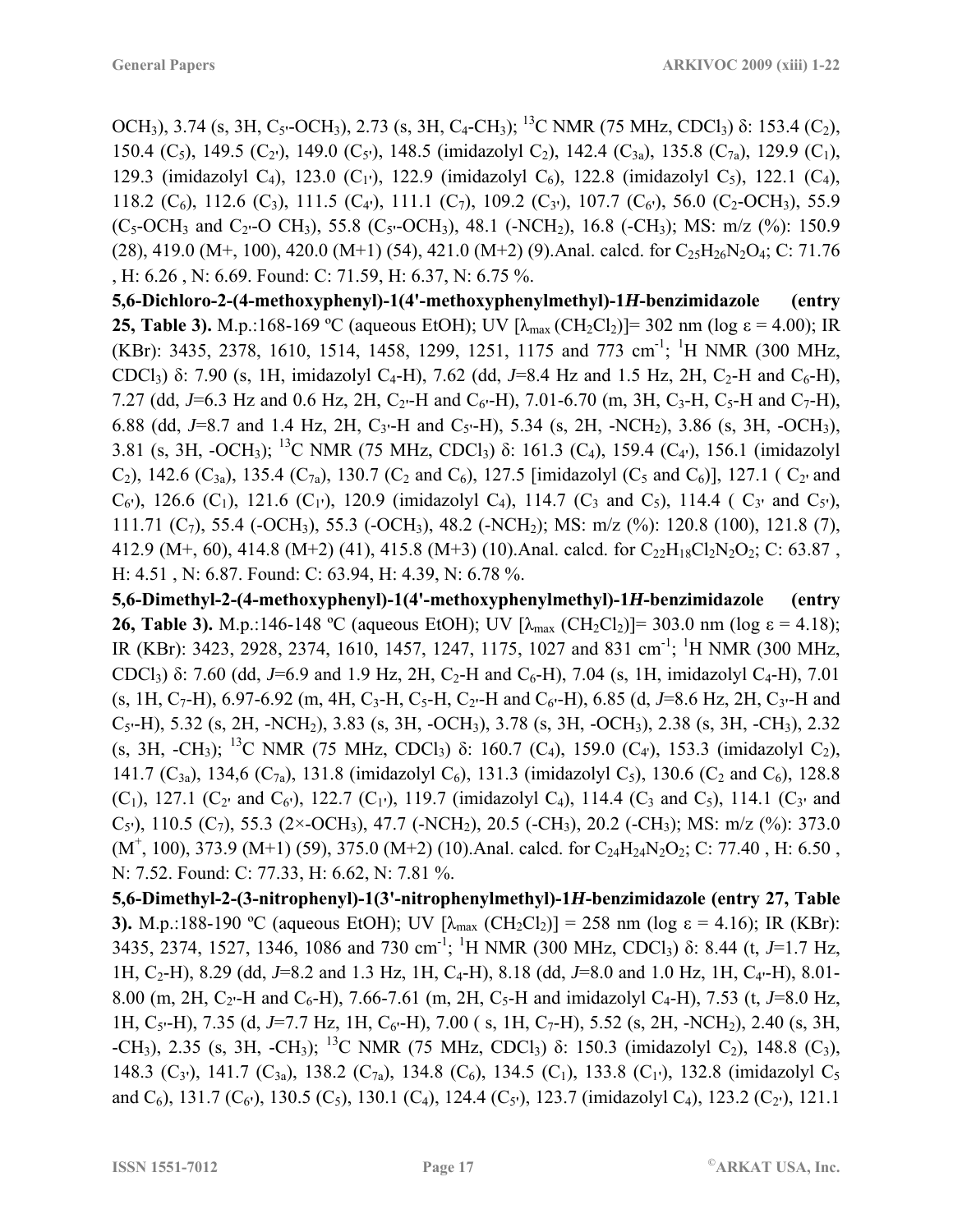$OCH_3$), 3.74 (s, 3H, $C_{5'}$-$OCH_3$), 2.73 (s, 3H, $C_4$-$CH_3$); $^{13}C$ NMR (75 MHz, $CDCl_3$) δ: 153.4 ($C_2$), 150.4 ($C_5$), 149.5 ($C_{2'}$), 149.0 ($C_{5'}$), 148.5 (imidazolyl $C_2$), 142.4 ($C_{3a}$), 135.8 ($C_{7a}$), 129.9 ($C_1$), 129.3 (imidazolyl $C_4$), 123.0 ($C_{1'}$), 122.9 (imidazolyl $C_6$), 122.8 (imidazolyl $C_5$), 122.1 ($C_4$), 118.2 ($C_6$), 112.6 ($C_3$), 111.5 ($C_{4'}$), 111.1 ($C_7$), 109.2 ($C_{3'}$), 107.7 ($C_{6'}$), 56.0 ($C_2$-$OCH_3$), 55.9 ($C_5$-$OCH_3$ and $C_{2'}$-O $CH_3$), 55.8 ($C_{5'}$-$OCH_3$), 48.1 (-$NCH_2$), 16.8 (-$CH_3$); MS: m/z (%): 150.9 (28), 419.0 (M+, 100), 420.0 (M+1) (54), 421.0 (M+2) (9).Anal. calcd. for $C_{25}H_{26}N_2O_4$; C: 71.76 , H: 6.26 , N: 6.69. Found: C: 71.59, H: 6.37, N: 6.75 %.

**5,6-Dichloro-2-(4-methoxyphenyl)-1(4'-methoxyphenylmethyl)-1*H*-benzimidazole (entry 25, Table 3).** M.p.:168-169 ºC (aqueous EtOH); UV [$\lambda_{max}$ ($CH_2Cl_2$)]= 302 nm (log ε = 4.00); IR (KBr): 3435, 2378, 1610, 1514, 1458, 1299, 1251, 1175 and 773 $cm^{-1}$; $^1H$ NMR (300 MHz, $CDCl_3$) δ: 7.90 (s, 1H, imidazolyl $C_4$-H), 7.62 (dd, *J*=8.4 Hz and 1.5 Hz, 2H, $C_2$-H and $C_6$-H), 7.27 (dd, *J*=6.3 Hz and 0.6 Hz, 2H, $C_{2'}$-H and $C_{6'}$-H), 7.01-6.70 (m, 3H, $C_3$-H, $C_5$-H and $C_7$-H), 6.88 (dd, *J*=8.7 and 1.4 Hz, 2H, $C_{3'}$-H and $C_{5'}$-H), 5.34 (s, 2H, -$NCH_2$), 3.86 (s, 3H, -$OCH_3$), 3.81 (s, 3H, -$OCH_3$); $^{13}C$ NMR (75 MHz, $CDCl_3$) δ: 161.3 ($C_4$), 159.4 ($C_{4'}$), 156.1 (imidazolyl $C_2$), 142.6 ($C_{3a}$), 135.4 ($C_{7a}$), 130.7 ($C_2$ and $C_6$), 127.5 [imidazolyl ($C_5$ and $C_6$)], 127.1 ( $C_{2'}$ and $C_{6'}$), 126.6 ($C_1$), 121.6 ($C_{1'}$), 120.9 (imidazolyl $C_4$), 114.7 ($C_3$ and $C_5$), 114.4 ( $C_{3'}$ and $C_{5'}$), 111.71 ($C_7$), 55.4 (-$OCH_3$), 55.3 (-$OCH_3$), 48.2 (-$NCH_2$); MS: m/z (%): 120.8 (100), 121.8 (7), 412.9 (M+, 60), 414.8 (M+2) (41), 415.8 (M+3) (10).Anal. calcd. for $C_{22}H_{18}Cl_2N_2O_2$; C: 63.87 , H: 4.51 , N: 6.87. Found: C: 63.94, H: 4.39, N: 6.78 %.

**5,6-Dimethyl-2-(4-methoxyphenyl)-1(4'-methoxyphenylmethyl)-1*H*-benzimidazole (entry 26, Table 3).** M.p.:146-148 ºC (aqueous EtOH); UV [$\lambda_{max}$ ($CH_2Cl_2$)]= 303.0 nm (log ε = 4.18); IR (KBr): 3423, 2928, 2374, 1610, 1457, 1247, 1175, 1027 and 831 $cm^{-1}$; $^1H$ NMR (300 MHz, $CDCl_3$) δ: 7.60 (dd, *J*=6.9 and 1.9 Hz, 2H, $C_2$-H and $C_6$-H), 7.04 (s, 1H, imidazolyl $C_4$-H), 7.01 (s, 1H, $C_7$-H), 6.97-6.92 (m, 4H, $C_3$-H, $C_5$-H, $C_{2'}$-H and $C_{6'}$-H), 6.85 (d, *J*=8.6 Hz, 2H, $C_{3'}$-H and $C_{5'}$-H), 5.32 (s, 2H, -$NCH_2$), 3.83 (s, 3H, -$OCH_3$), 3.78 (s, 3H, -$OCH_3$), 2.38 (s, 3H, -$CH_3$), 2.32 (s, 3H, -$CH_3$); $^{13}C$ NMR (75 MHz, $CDCl_3$) δ: 160.7 ($C_4$), 159.0 ($C_{4'}$), 153.3 (imidazolyl $C_2$), 141.7 ($C_{3a}$), 134,6 ($C_{7a}$), 131.8 (imidazolyl $C_6$), 131.3 (imidazolyl $C_5$), 130.6 ($C_2$ and $C_6$), 128.8 ($C_1$), 127.1 ($C_{2'}$ and $C_{6'}$), 122.7 ($C_{1'}$), 119.7 (imidazolyl $C_4$), 114.4 ($C_3$ and $C_5$), 114.1 ($C_{3'}$ and $C_{5'}$), 110.5 ($C_7$), 55.3 (2×-$OCH_3$), 47.7 (-$NCH_2$), 20.5 (-$CH_3$), 20.2 (-$CH_3$); MS: m/z (%): 373.0 ($M^+$, 100), 373.9 (M+1) (59), 375.0 (M+2) (10).Anal. calcd. for $C_{24}H_{24}N_2O_2$; C: 77.40 , H: 6.50 , N: 7.52. Found: C: 77.33, H: 6.62, N: 7.81 %.

**5,6-Dimethyl-2-(3-nitrophenyl)-1(3'-nitrophenylmethyl)-1*H*-benzimidazole (entry 27, Table 3).** M.p.:188-190 ºC (aqueous EtOH); UV [$\lambda_{max}$ ($CH_2Cl_2$)] = 258 nm (log ε = 4.16); IR (KBr): 3435, 2374, 1527, 1346, 1086 and 730 $cm^{-1}$; $^1H$ NMR (300 MHz, $CDCl_3$) δ: 8.44 (t, *J*=1.7 Hz, 1H, $C_2$-H), 8.29 (dd, *J*=8.2 and 1.3 Hz, 1H, $C_4$-H), 8.18 (dd, *J*=8.0 and 1.0 Hz, 1H, $C_{4'}$-H), 8.01-8.00 (m, 2H, $C_{2'}$-H and $C_6$-H), 7.66-7.61 (m, 2H, $C_5$-H and imidazolyl $C_4$-H), 7.53 (t, *J*=8.0 Hz, 1H, $C_{5'}$-H), 7.35 (d, *J*=7.7 Hz, 1H, $C_{6'}$-H), 7.00 ( s, 1H, $C_7$-H), 5.52 (s, 2H, -$NCH_2$), 2.40 (s, 3H, -$CH_3$), 2.35 (s, 3H, -$CH_3$); $^{13}C$ NMR (75 MHz, $CDCl_3$) δ: 150.3 (imidazolyl $C_2$), 148.8 ($C_3$), 148.3 ($C_{3'}$), 141.7 ($C_{3a}$), 138.2 ($C_{7a}$), 134.8 ($C_6$), 134.5 ($C_1$), 133.8 ($C_{1'}$), 132.8 (imidazolyl $C_5$ and $C_6$), 131.7 ($C_{6'}$), 130.5 ($C_5$), 130.1 ($C_4$), 124.4 ($C_{5'}$), 123.7 (imidazolyl $C_4$), 123.2 ($C_{2'}$), 121.1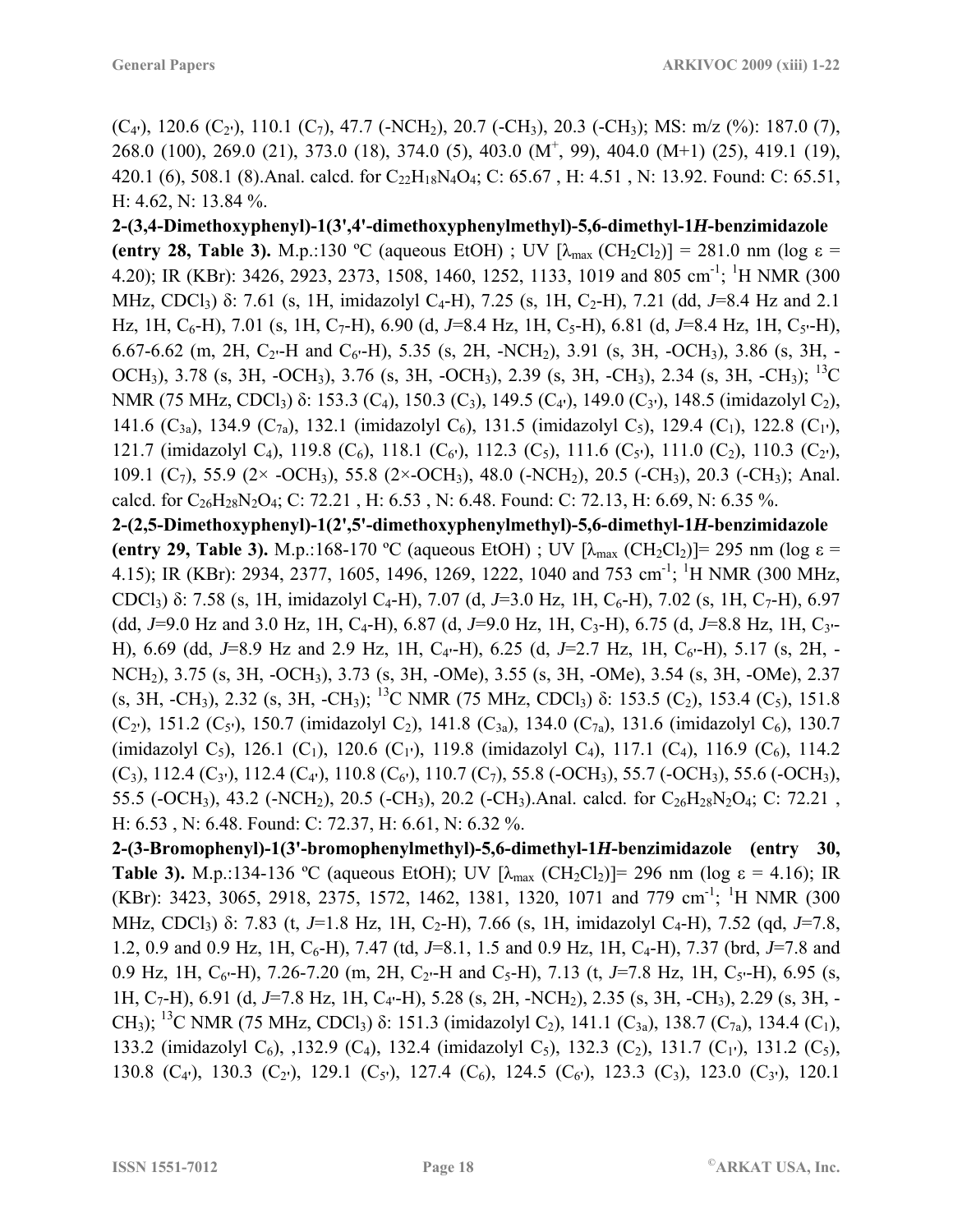($C_{4'}$), 120.6 ($C_{2'}$), 110.1 ($C_7$), 47.7 (-$NCH_2$), 20.7 (-$CH_3$), 20.3 (-$CH_3$); MS: m/z (%): 187.0 (7), 268.0 (100), 269.0 (21), 373.0 (18), 374.0 (5), 403.0 ($M^+$, 99), 404.0 (M+1) (25), 419.1 (19), 420.1 (6), 508.1 (8).Anal. calcd. for $C_{22}H_{18}N_4O_4$; C: 65.67 , H: 4.51 , N: 13.92. Found: C: 65.51, H: 4.62, N: 13.84 %.

**2-(3,4-Dimethoxyphenyl)-1(3',4'-dimethoxyphenylmethyl)-5,6-dimethyl-1*H*-benzimidazole (entry 28, Table 3).** M.p.:130 ºC (aqueous EtOH) ; UV [$\lambda_{max}$ ($CH_2Cl_2$)] = 281.0 nm (log ε = 4.20); IR (KBr): 3426, 2923, 2373, 1508, 1460, 1252, 1133, 1019 and 805 $cm^{-1}$; $^1H$ NMR (300 MHz, $CDCl_3$) δ: 7.61 (s, 1H, imidazolyl $C_4$-H), 7.25 (s, 1H, $C_2$-H), 7.21 (dd, *J*=8.4 Hz and 2.1 Hz, 1H, $C_6$-H), 7.01 (s, 1H, $C_7$-H), 6.90 (d, *J*=8.4 Hz, 1H, $C_5$-H), 6.81 (d, *J*=8.4 Hz, 1H, $C_{5'}$-H), 6.67-6.62 (m, 2H, $C_{2'}$-H and $C_{6'}$-H), 5.35 (s, 2H, -$NCH_2$), 3.91 (s, 3H, -$OCH_3$), 3.86 (s, 3H, -$OCH_3$), 3.78 (s, 3H, -$OCH_3$), 3.76 (s, 3H, -$OCH_3$), 2.39 (s, 3H, -$CH_3$), 2.34 (s, 3H, -$CH_3$); $^{13}C$ NMR (75 MHz, $CDCl_3$) δ: 153.3 ($C_4$), 150.3 ($C_3$), 149.5 ($C_{4'}$), 149.0 ($C_{3'}$), 148.5 (imidazolyl $C_2$), 141.6 ($C_{3a}$), 134.9 ($C_{7a}$), 132.1 (imidazolyl $C_6$), 131.5 (imidazolyl $C_5$), 129.4 ($C_1$), 122.8 ($C_{1'}$), 121.7 (imidazolyl $C_4$), 119.8 ($C_6$), 118.1 ($C_{6'}$), 112.3 ($C_5$), 111.6 ($C_{5'}$), 111.0 ($C_2$), 110.3 ($C_{2'}$), 109.1 ($C_7$), 55.9 (2× -$OCH_3$), 55.8 (2×-$OCH_3$), 48.0 (-$NCH_2$), 20.5 (-$CH_3$), 20.3 (-$CH_3$); Anal. calcd. for $C_{26}H_{28}N_2O_4$; C: 72.21 , H: 6.53 , N: 6.48. Found: C: 72.13, H: 6.69, N: 6.35 %.

**2-(2,5-Dimethoxyphenyl)-1(2',5'-dimethoxyphenylmethyl)-5,6-dimethyl-1*H*-benzimidazole (entry 29, Table 3).** M.p.:168-170 ºC (aqueous EtOH) ; UV [$\lambda_{max}$ ($CH_2Cl_2$)]= 295 nm (log ε = 4.15); IR (KBr): 2934, 2377, 1605, 1496, 1269, 1222, 1040 and 753 $cm^{-1}$; $^1H$ NMR (300 MHz, $CDCl_3$) δ: 7.58 (s, 1H, imidazolyl $C_4$-H), 7.07 (d, *J*=3.0 Hz, 1H, $C_6$-H), 7.02 (s, 1H, $C_7$-H), 6.97 (dd, *J*=9.0 Hz and 3.0 Hz, 1H, $C_4$-H), 6.87 (d, *J*=9.0 Hz, 1H, $C_3$-H), 6.75 (d, *J*=8.8 Hz, 1H, $C_{3'}$-H), 6.69 (dd, *J*=8.9 Hz and 2.9 Hz, 1H, $C_{4'}$-H), 6.25 (d, *J*=2.7 Hz, 1H, $C_{6'}$-H), 5.17 (s, 2H, -$NCH_2$), 3.75 (s, 3H, -$OCH_3$), 3.73 (s, 3H, -OMe), 3.55 (s, 3H, -OMe), 3.54 (s, 3H, -OMe), 2.37 (s, 3H, -$CH_3$), 2.32 (s, 3H, -$CH_3$); $^{13}C$ NMR (75 MHz, $CDCl_3$) δ: 153.5 ($C_2$), 153.4 ($C_5$), 151.8 ($C_{2'}$), 151.2 ($C_{5'}$), 150.7 (imidazolyl $C_2$), 141.8 ($C_{3a}$), 134.0 ($C_{7a}$), 131.6 (imidazolyl $C_6$), 130.7 (imidazolyl $C_5$), 126.1 ($C_1$), 120.6 ($C_{1'}$), 119.8 (imidazolyl $C_4$), 117.1 ($C_4$), 116.9 ($C_6$), 114.2 ($C_3$), 112.4 ($C_{3'}$), 112.4 ($C_{4'}$), 110.8 ($C_{6'}$), 110.7 ($C_7$), 55.8 (-$OCH_3$), 55.7 (-$OCH_3$), 55.6 (-$OCH_3$), 55.5 (-$OCH_3$), 43.2 (-$NCH_2$), 20.5 (-$CH_3$), 20.2 (-$CH_3$).Anal. calcd. for $C_{26}H_{28}N_2O_4$; C: 72.21 , H: 6.53 , N: 6.48. Found: C: 72.37, H: 6.61, N: 6.32 %.

**2-(3-Bromophenyl)-1(3'-bromophenylmethyl)-5,6-dimethyl-1*H*-benzimidazole (entry 30, Table 3).** M.p.:134-136 ºC (aqueous EtOH); UV [$\lambda_{max}$ ($CH_2Cl_2$)]= 296 nm (log ε = 4.16); IR (KBr): 3423, 3065, 2918, 2375, 1572, 1462, 1381, 1320, 1071 and 779 $cm^{-1}$; $^1H$ NMR (300 MHz, $CDCl_3$) δ: 7.83 (t, *J*=1.8 Hz, 1H, $C_2$-H), 7.66 (s, 1H, imidazolyl $C_4$-H), 7.52 (qd, *J*=7.8, 1.2, 0.9 and 0.9 Hz, 1H, $C_6$-H), 7.47 (td, *J*=8.1, 1.5 and 0.9 Hz, 1H, $C_4$-H), 7.37 (brd, *J*=7.8 and 0.9 Hz, 1H, $C_{6'}$-H), 7.26-7.20 (m, 2H, $C_{2'}$-H and $C_5$-H), 7.13 (t, *J*=7.8 Hz, 1H, $C_{5'}$-H), 6.95 (s, 1H, $C_7$-H), 6.91 (d, *J*=7.8 Hz, 1H, $C_{4'}$-H), 5.28 (s, 2H, -$NCH_2$), 2.35 (s, 3H, -$CH_3$), 2.29 (s, 3H, -$CH_3$); $^{13}C$ NMR (75 MHz, $CDCl_3$) δ: 151.3 (imidazolyl $C_2$), 141.1 ($C_{3a}$), 138.7 ($C_{7a}$), 134.4 ($C_1$), 133.2 (imidazolyl $C_6$), ,132.9 ($C_4$), 132.4 (imidazolyl $C_5$), 132.3 ($C_2$), 131.7 ($C_{1'}$), 131.2 ($C_5$), 130.8 ($C_{4'}$), 130.3 ($C_{2'}$), 129.1 ($C_{5'}$), 127.4 ($C_6$), 124.5 ($C_{6'}$), 123.3 ($C_3$), 123.0 ($C_{3'}$), 120.1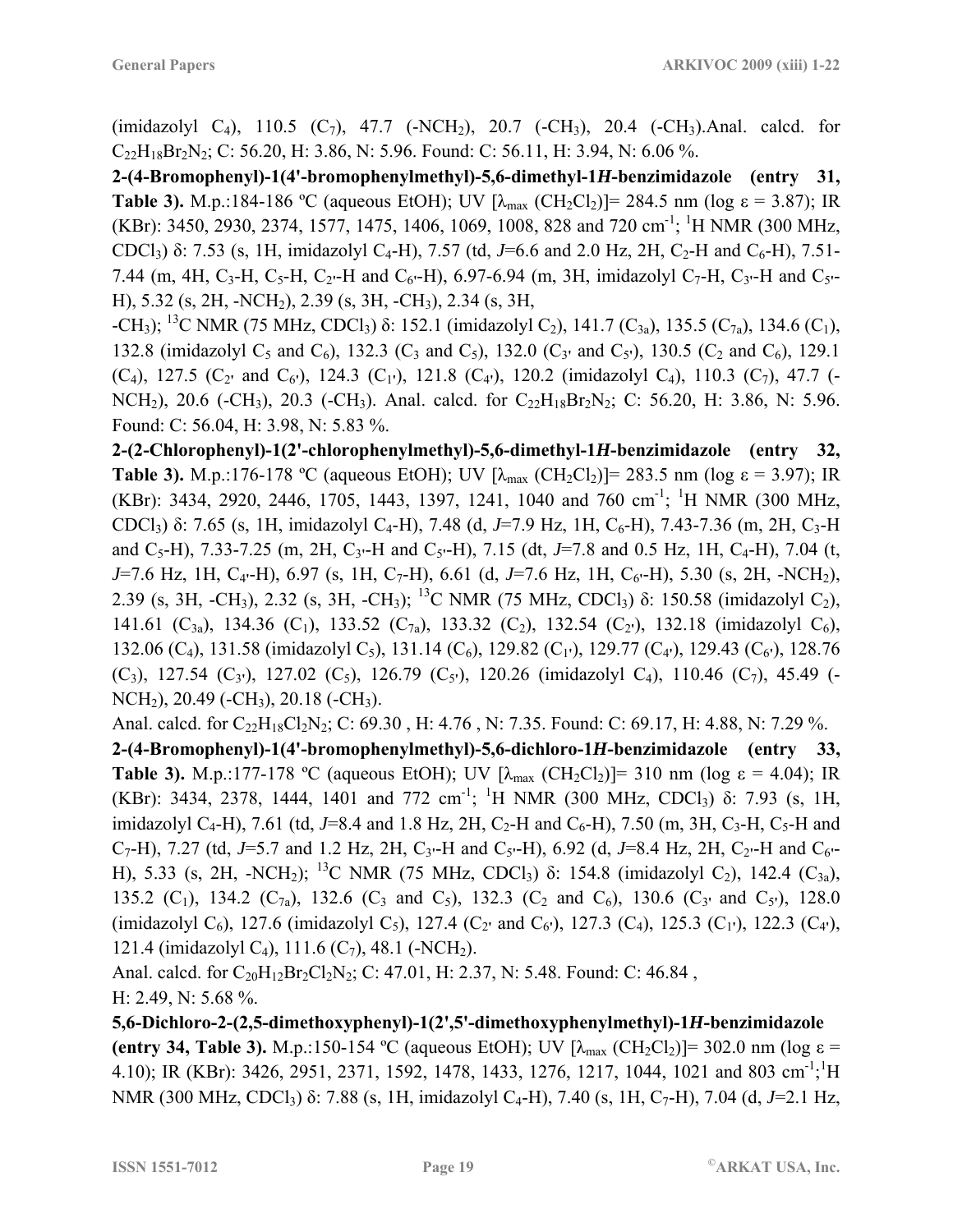(imidazolyl $C_4$), 110.5 ($C_7$), 47.7 (-$NCH_2$), 20.7 (-$CH_3$), 20.4 (-$CH_3$).Anal. calcd. for $C_{22}H_{18}Br_2N_2$; C: 56.20, H: 3.86, N: 5.96. Found: C: 56.11, H: 3.94, N: 6.06 %.

**2-(4-Bromophenyl)-1(4'-bromophenylmethyl)-5,6-dimethyl-1*H*-benzimidazole (entry 31, Table 3).** M.p.:184-186 ºC (aqueous EtOH); UV [$\lambda_{max}$ ($CH_2Cl_2$)]= 284.5 nm (log ε = 3.87); IR (KBr): 3450, 2930, 2374, 1577, 1475, 1406, 1069, 1008, 828 and 720 $cm^{-1}$; $^1$H NMR (300 MHz, $CDCl_3$) δ: 7.53 (s, 1H, imidazolyl $C_4$-H), 7.57 (td, *J*=6.6 and 2.0 Hz, 2H, $C_2$-H and $C_6$-H), 7.51-7.44 (m, 4H, $C_3$-H, $C_5$-H, $C_{2'}$-H and $C_{6'}$-H), 6.97-6.94 (m, 3H, imidazolyl $C_7$-H, $C_{3'}$-H and $C_{5'}$-H), 5.32 (s, 2H, -$NCH_2$), 2.39 (s, 3H, -$CH_3$), 2.34 (s, 3H, -$CH_3$); $^{13}$C NMR (75 MHz, $CDCl_3$) δ: 152.1 (imidazolyl $C_2$), 141.7 ($C_{3a}$), 135.5 ($C_{7a}$), 134.6 ($C_1$), 132.8 (imidazolyl $C_5$ and $C_6$), 132.3 ($C_3$ and $C_5$), 132.0 ($C_{3'}$ and $C_{5'}$), 130.5 ($C_2$ and $C_6$), 129.1 ($C_4$), 127.5 ($C_{2'}$ and $C_{6'}$), 124.3 ($C_{1'}$), 121.8 ($C_{4'}$), 120.2 (imidazolyl $C_4$), 110.3 ($C_7$), 47.7 (-$NCH_2$), 20.6 (-$CH_3$), 20.3 (-$CH_3$). Anal. calcd. for $C_{22}H_{18}Br_2N_2$; C: 56.20, H: 3.86, N: 5.96. Found: C: 56.04, H: 3.98, N: 5.83 %.

**2-(2-Chlorophenyl)-1(2'-chlorophenylmethyl)-5,6-dimethyl-1*H*-benzimidazole (entry 32, Table 3).** M.p.:176-178 ºC (aqueous EtOH); UV [$\lambda_{max}$ ($CH_2Cl_2$)]= 283.5 nm (log ε = 3.97); IR (KBr): 3434, 2920, 2446, 1705, 1443, 1397, 1241, 1040 and 760 $cm^{-1}$; $^1$H NMR (300 MHz, $CDCl_3$) δ: 7.65 (s, 1H, imidazolyl $C_4$-H), 7.48 (d, *J*=7.9 Hz, 1H, $C_6$-H), 7.43-7.36 (m, 2H, $C_3$-H and $C_5$-H), 7.33-7.25 (m, 2H, $C_{3'}$-H and $C_{5'}$-H), 7.15 (dt, *J*=7.8 and 0.5 Hz, 1H, $C_4$-H), 7.04 (t, *J*=7.6 Hz, 1H, $C_{4'}$-H), 6.97 (s, 1H, $C_7$-H), 6.61 (d, *J*=7.6 Hz, 1H, $C_{6'}$-H), 5.30 (s, 2H, -$NCH_2$), 2.39 (s, 3H, -$CH_3$), 2.32 (s, 3H, -$CH_3$); $^{13}$C NMR (75 MHz, $CDCl_3$) δ: 150.58 (imidazolyl $C_2$), 141.61 ($C_{3a}$), 134.36 ($C_1$), 133.52 ($C_{7a}$), 133.32 ($C_2$), 132.54 ($C_{2'}$), 132.18 (imidazolyl $C_6$), 132.06 ($C_4$), 131.58 (imidazolyl $C_5$), 131.14 ($C_6$), 129.82 ($C_{1'}$), 129.77 ($C_{4'}$), 129.43 ($C_{6'}$), 128.76 ($C_3$), 127.54 ($C_{3'}$), 127.02 ($C_5$), 126.79 ($C_{5'}$), 120.26 (imidazolyl $C_4$), 110.46 ($C_7$), 45.49 (-$NCH_2$), 20.49 (-$CH_3$), 20.18 (-$CH_3$).

Anal. calcd. for $C_{22}H_{18}Cl_2N_2$; C: 69.30 , H: 4.76 , N: 7.35. Found: C: 69.17, H: 4.88, N: 7.29 %.

**2-(4-Bromophenyl)-1(4'-bromophenylmethyl)-5,6-dichloro-1*H*-benzimidazole (entry 33, Table 3).** M.p.:177-178 ºC (aqueous EtOH); UV [$\lambda_{max}$ ($CH_2Cl_2$)]= 310 nm (log ε = 4.04); IR (KBr): 3434, 2378, 1444, 1401 and 772 $cm^{-1}$; $^1$H NMR (300 MHz, $CDCl_3$) δ: 7.93 (s, 1H, imidazolyl $C_4$-H), 7.61 (td, *J*=8.4 and 1.8 Hz, 2H, $C_2$-H and $C_6$-H), 7.50 (m, 3H, $C_3$-H, $C_5$-H and $C_7$-H), 7.27 (td, *J*=5.7 and 1.2 Hz, 2H, $C_{3'}$-H and $C_{5'}$-H), 6.92 (d, *J*=8.4 Hz, 2H, $C_{2'}$-H and $C_{6'}$-H), 5.33 (s, 2H, -$NCH_2$); $^{13}$C NMR (75 MHz, $CDCl_3$) δ: 154.8 (imidazolyl $C_2$), 142.4 ($C_{3a}$), 135.2 ($C_1$), 134.2 ($C_{7a}$), 132.6 ($C_3$ and $C_5$), 132.3 ($C_2$ and $C_6$), 130.6 ($C_{3'}$ and $C_{5'}$), 128.0 (imidazolyl $C_6$), 127.6 (imidazolyl $C_5$), 127.4 ($C_{2'}$ and $C_{6'}$), 127.3 ($C_4$), 125.3 ($C_{1'}$), 122.3 ($C_{4'}$), 121.4 (imidazolyl $C_4$), 111.6 ($C_7$), 48.1 (-$NCH_2$).

Anal. calcd. for $C_{20}H_{12}Br_2Cl_2N_2$; C: 47.01, H: 2.37, N: 5.48. Found: C: 46.84 , H: 2.49, N: 5.68 %.

**5,6-Dichloro-2-(2,5-dimethoxyphenyl)-1(2',5'-dimethoxyphenylmethyl)-1*H*-benzimidazole (entry 34, Table 3).** M.p.:150-154 ºC (aqueous EtOH); UV [$\lambda_{max}$ ($CH_2Cl_2$)]= 302.0 nm (log ε = 4.10); IR (KBr): 3426, 2951, 2371, 1592, 1478, 1433, 1276, 1217, 1044, 1021 and 803 $cm^{-1}$; $^1$H NMR (300 MHz, $CDCl_3$) δ: 7.88 (s, 1H, imidazolyl $C_4$-H), 7.40 (s, 1H, $C_7$-H), 7.04 (d, *J*=2.1 Hz,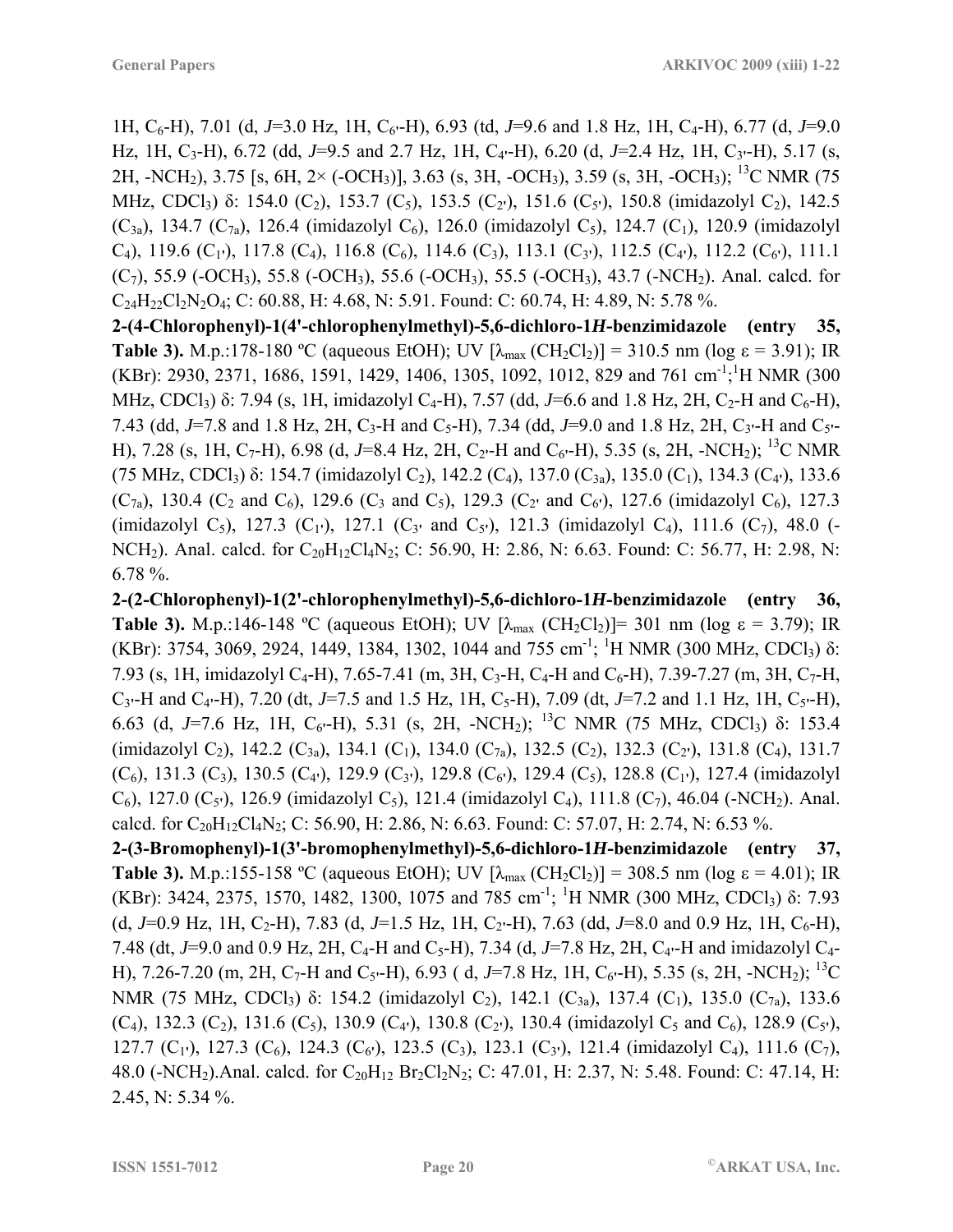1H, $C_6$-H), 7.01 (d, *J*=3.0 Hz, 1H, $C_{6'}$-H), 6.93 (td, *J*=9.6 and 1.8 Hz, 1H, $C_4$-H), 6.77 (d, *J*=9.0 Hz, 1H, $C_3$-H), 6.72 (dd, *J*=9.5 and 2.7 Hz, 1H, $C_{4'}$-H), 6.20 (d, *J*=2.4 Hz, 1H, $C_{3'}$-H), 5.17 (s, 2H, -$NCH_2$), 3.75 [s, 6H, 2× (-$OCH_3$)], 3.63 (s, 3H, -$OCH_3$), 3.59 (s, 3H, -$OCH_3$); $^{13}$C NMR (75 MHz, $CDCl_3$) δ: 154.0 ($C_2$), 153.7 ($C_5$), 153.5 ($C_{2'}$), 151.6 ($C_{5'}$), 150.8 (imidazolyl $C_2$), 142.5 ($C_{3a}$), 134.7 ($C_{7a}$), 126.4 (imidazolyl $C_6$), 126.0 (imidazolyl $C_5$), 124.7 ($C_1$), 120.9 (imidazolyl $C_4$), 119.6 ($C_{1'}$), 117.8 ($C_4$), 116.8 ($C_6$), 114.6 ($C_3$), 113.1 ($C_{3'}$), 112.5 ($C_{4'}$), 112.2 ($C_{6'}$), 111.1 ($C_7$), 55.9 (-$OCH_3$), 55.8 (-$OCH_3$), 55.6 (-$OCH_3$), 55.5 (-$OCH_3$), 43.7 (-$NCH_2$). Anal. calcd. for $C_{24}H_{22}Cl_2N_2O_4$; C: 60.88, H: 4.68, N: 5.91. Found: C: 60.74, H: 4.89, N: 5.78 %.

**2-(4-Chlorophenyl)-1(4'-chlorophenylmethyl)-5,6-dichloro-1*H*-benzimidazole (entry 35, Table 3).** M.p.:178-180 ºC (aqueous EtOH); UV [$\lambda_{max}$ ($CH_2Cl_2$)] = 310.5 nm (log ε = 3.91); IR (KBr): 2930, 2371, 1686, 1591, 1429, 1406, 1305, 1092, 1012, 829 and 761 cm$^{-1}$; $^1$H NMR (300 MHz, $CDCl_3$) δ: 7.94 (s, 1H, imidazolyl $C_4$-H), 7.57 (dd, *J*=6.6 and 1.8 Hz, 2H, $C_2$-H and $C_6$-H), 7.43 (dd, *J*=7.8 and 1.8 Hz, 2H, $C_3$-H and $C_5$-H), 7.34 (dd, *J*=9.0 and 1.8 Hz, 2H, $C_{3'}$-H and $C_{5'}$-H), 7.28 (s, 1H, $C_7$-H), 6.98 (d, *J*=8.4 Hz, 2H, $C_{2'}$-H and $C_{6'}$-H), 5.35 (s, 2H, -$NCH_2$); $^{13}$C NMR (75 MHz, $CDCl_3$) δ: 154.7 (imidazolyl $C_2$), 142.2 ($C_4$), 137.0 ($C_{3a}$), 135.0 ($C_1$), 134.3 ($C_{4'}$), 133.6 ($C_{7a}$), 130.4 ($C_2$ and $C_6$), 129.6 ($C_3$ and $C_5$), 129.3 ($C_{2'}$ and $C_{6'}$), 127.6 (imidazolyl $C_6$), 127.3 (imidazolyl $C_5$), 127.3 ($C_{1'}$), 127.1 ($C_{3'}$ and $C_{5'}$), 121.3 (imidazolyl $C_4$), 111.6 ($C_7$), 48.0 (-$NCH_2$). Anal. calcd. for $C_{20}H_{12}Cl_4N_2$; C: 56.90, H: 2.86, N: 6.63. Found: C: 56.77, H: 2.98, N: 6.78 %.

**2-(2-Chlorophenyl)-1(2'-chlorophenylmethyl)-5,6-dichloro-1*H*-benzimidazole (entry 36, Table 3).** M.p.:146-148 ºC (aqueous EtOH); UV [$\lambda_{max}$ ($CH_2Cl_2$)]= 301 nm (log ε = 3.79); IR (KBr): 3754, 3069, 2924, 1449, 1384, 1302, 1044 and 755 cm$^{-1}$; $^1$H NMR (300 MHz, $CDCl_3$) δ: 7.93 (s, 1H, imidazolyl $C_4$-H), 7.65-7.41 (m, 3H, $C_3$-H, $C_4$-H and $C_6$-H), 7.39-7.27 (m, 3H, $C_7$-H, $C_{3'}$-H and $C_{4'}$-H), 7.20 (dt, *J*=7.5 and 1.5 Hz, 1H, $C_5$-H), 7.09 (dt, *J*=7.2 and 1.1 Hz, 1H, $C_{5'}$-H), 6.63 (d, *J*=7.6 Hz, 1H, $C_{6'}$-H), 5.31 (s, 2H, -$NCH_2$); $^{13}$C NMR (75 MHz, $CDCl_3$) δ: 153.4 (imidazolyl $C_2$), 142.2 ($C_{3a}$), 134.1 ($C_1$), 134.0 ($C_{7a}$), 132.5 ($C_2$), 132.3 ($C_{2'}$), 131.8 ($C_4$), 131.7 ($C_6$), 131.3 ($C_3$), 130.5 ($C_{4'}$), 129.9 ($C_{3'}$), 129.8 ($C_{6'}$), 129.4 ($C_5$), 128.8 ($C_{1'}$), 127.4 (imidazolyl $C_6$), 127.0 ($C_{5'}$), 126.9 (imidazolyl $C_5$), 121.4 (imidazolyl $C_4$), 111.8 ($C_7$), 46.04 (-$NCH_2$). Anal. calcd. for $C_{20}H_{12}Cl_4N_2$; C: 56.90, H: 2.86, N: 6.63. Found: C: 57.07, H: 2.74, N: 6.53 %.

**2-(3-Bromophenyl)-1(3'-bromophenylmethyl)-5,6-dichloro-1*H*-benzimidazole (entry 37, Table 3).** M.p.:155-158 ºC (aqueous EtOH); UV [$\lambda_{max}$ ($CH_2Cl_2$)] = 308.5 nm (log ε = 4.01); IR (KBr): 3424, 2375, 1570, 1482, 1300, 1075 and 785 cm$^{-1}$; $^1$H NMR (300 MHz, $CDCl_3$) δ: 7.93 (d, *J*=0.9 Hz, 1H, $C_2$-H), 7.83 (d, *J*=1.5 Hz, 1H, $C_{2'}$-H), 7.63 (dd, *J*=8.0 and 0.9 Hz, 1H, $C_6$-H), 7.48 (dt, *J*=9.0 and 0.9 Hz, 2H, $C_4$-H and $C_5$-H), 7.34 (d, *J*=7.8 Hz, 2H, $C_{4'}$-H and imidazolyl $C_4$-H), 7.26-7.20 (m, 2H, $C_7$-H and $C_{5'}$-H), 6.93 ( d, *J*=7.8 Hz, 1H, $C_{6'}$-H), 5.35 (s, 2H, -$NCH_2$); $^{13}$C NMR (75 MHz, $CDCl_3$) δ: 154.2 (imidazolyl $C_2$), 142.1 ($C_{3a}$), 137.4 ($C_1$), 135.0 ($C_{7a}$), 133.6 ($C_4$), 132.3 ($C_2$), 131.6 ($C_5$), 130.9 ($C_{4'}$), 130.8 ($C_{2'}$), 130.4 (imidazolyl $C_5$ and $C_6$), 128.9 ($C_{5'}$), 127.7 ($C_{1'}$), 127.3 ($C_6$), 124.3 ($C_{6'}$), 123.5 ($C_3$), 123.1 ($C_{3'}$), 121.4 (imidazolyl $C_4$), 111.6 ($C_7$), 48.0 (-$NCH_2$).Anal. calcd. for $C_{20}H_{12}Br_2Cl_2N_2$; C: 47.01, H: 2.37, N: 5.48. Found: C: 47.14, H: 2.45, N: 5.34 %.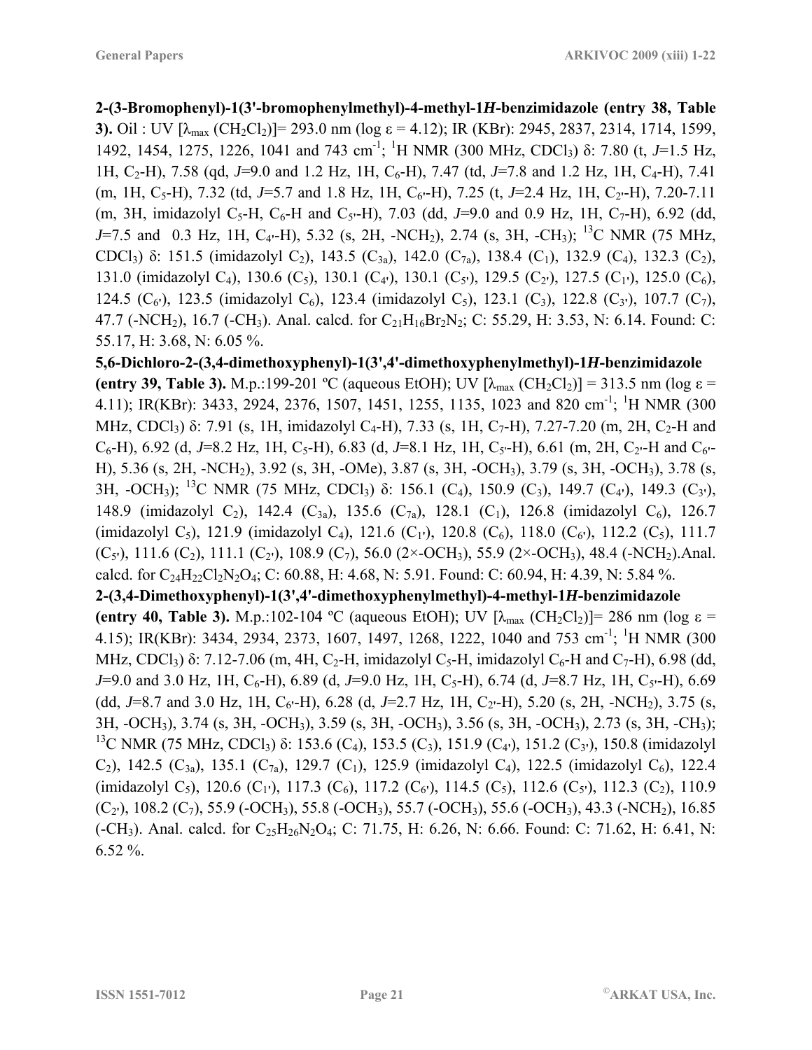**2-(3-Bromophenyl)-1(3'-bromophenylmethyl)-4-methyl-1*H*-benzimidazole (entry 38, Table 3).** Oil : UV [$\lambda_{max}$ ($CH_2Cl_2$)]= 293.0 nm (log ε = 4.12); IR (KBr): 2945, 2837, 2314, 1714, 1599, 1492, 1454, 1275, 1226, 1041 and 743 $cm^{-1}$; $^1H$ NMR (300 MHz, $CDCl_3$) δ: 7.80 (t, *J*=1.5 Hz, 1H, $C_2$-H), 7.58 (qd, *J*=9.0 and 1.2 Hz, 1H, $C_6$-H), 7.47 (td, *J*=7.8 and 1.2 Hz, 1H, $C_4$-H), 7.41 (m, 1H, $C_5$-H), 7.32 (td, *J*=5.7 and 1.8 Hz, 1H, $C_{6'}$-H), 7.25 (t, *J*=2.4 Hz, 1H, $C_{2'}$-H), 7.20-7.11 (m, 3H, imidazolyl $C_5$-H, $C_6$-H and $C_{5'}$-H), 7.03 (dd, *J*=9.0 and 0.9 Hz, 1H, $C_7$-H), 6.92 (dd, *J*=7.5 and 0.3 Hz, 1H, $C_{4'}$-H), 5.32 (s, 2H, -$NCH_2$), 2.74 (s, 3H, -$CH_3$); $^{13}C$ NMR (75 MHz, $CDCl_3$) δ: 151.5 (imidazolyl $C_2$), 143.5 ($C_{3a}$), 142.0 ($C_{7a}$), 138.4 ($C_1$), 132.9 ($C_4$), 132.3 ($C_2$), 131.0 (imidazolyl $C_4$), 130.6 ($C_5$), 130.1 ($C_{4'}$), 130.1 ($C_{5'}$), 129.5 ($C_{2'}$), 127.5 ($C_{1'}$), 125.0 ($C_6$), 124.5 ($C_{6'}$), 123.5 (imidazolyl $C_6$), 123.4 (imidazolyl $C_5$), 123.1 ($C_3$), 122.8 ($C_{3'}$), 107.7 ($C_7$), 47.7 (-$NCH_2$), 16.7 (-$CH_3$). Anal. calcd. for $C_{21}H_{16}Br_2N_2$; C: 55.29, H: 3.53, N: 6.14. Found: C: 55.17, H: 3.68, N: 6.05 %.

**5,6-Dichloro-2-(3,4-dimethoxyphenyl)-1(3',4'-dimethoxyphenylmethyl)-1*H*-benzimidazole (entry 39, Table 3).** M.p.:199-201 ºC (aqueous EtOH); UV [$\lambda_{max}$ ($CH_2Cl_2$)] = 313.5 nm (log ε = 4.11); IR(KBr): 3433, 2924, 2376, 1507, 1451, 1255, 1135, 1023 and 820 $cm^{-1}$; $^1H$ NMR (300 MHz, $CDCl_3$) δ: 7.91 (s, 1H, imidazolyl $C_4$-H), 7.33 (s, 1H, $C_7$-H), 7.27-7.20 (m, 2H, $C_2$-H and $C_6$-H), 6.92 (d, *J*=8.2 Hz, 1H, $C_5$-H), 6.83 (d, *J*=8.1 Hz, 1H, $C_{5'}$-H), 6.61 (m, 2H, $C_{2'}$-H and $C_{6'}$-H), 5.36 (s, 2H, -$NCH_2$), 3.92 (s, 3H, -OMe), 3.87 (s, 3H, -$OCH_3$), 3.79 (s, 3H, -$OCH_3$), 3.78 (s, 3H, -$OCH_3$); $^{13}C$ NMR (75 MHz, $CDCl_3$) δ: 156.1 ($C_4$), 150.9 ($C_3$), 149.7 ($C_{4'}$), 149.3 ($C_{3'}$), 148.9 (imidazolyl $C_2$), 142.4 ($C_{3a}$), 135.6 ($C_{7a}$), 128.1 ($C_1$), 126.8 (imidazolyl $C_6$), 126.7 (imidazolyl $C_5$), 121.9 (imidazolyl $C_4$), 121.6 ($C_{1'}$), 120.8 ($C_6$), 118.0 ($C_{6'}$), 112.2 ($C_5$), 111.7 ($C_{5'}$), 111.6 ($C_2$), 111.1 ($C_{2'}$), 108.9 ($C_7$), 56.0 (2×-$OCH_3$), 55.9 (2×-$OCH_3$), 48.4 (-$NCH_2$).Anal. calcd. for $C_{24}H_{22}Cl_2N_2O_4$; C: 60.88, H: 4.68, N: 5.91. Found: C: 60.94, H: 4.39, N: 5.84 %.

**2-(3,4-Dimethoxyphenyl)-1(3',4'-dimethoxyphenylmethyl)-4-methyl-1*H*-benzimidazole (entry 40, Table 3).** M.p.:102-104 ºC (aqueous EtOH); UV [$\lambda_{max}$ ($CH_2Cl_2$)]= 286 nm (log ε = 4.15); IR(KBr): 3434, 2934, 2373, 1607, 1497, 1268, 1222, 1040 and 753 $cm^{-1}$; $^1H$ NMR (300 MHz, $CDCl_3$) δ: 7.12-7.06 (m, 4H, $C_2$-H, imidazolyl $C_5$-H, imidazolyl $C_6$-H and $C_7$-H), 6.98 (dd, *J*=9.0 and 3.0 Hz, 1H, $C_6$-H), 6.89 (d, *J*=9.0 Hz, 1H, $C_5$-H), 6.74 (d, *J*=8.7 Hz, 1H, $C_{5'}$-H), 6.69 (dd, *J*=8.7 and 3.0 Hz, 1H, $C_{6'}$-H), 6.28 (d, *J*=2.7 Hz, 1H, $C_{2'}$-H), 5.20 (s, 2H, -$NCH_2$), 3.75 (s, 3H, -$OCH_3$), 3.74 (s, 3H, -$OCH_3$), 3.59 (s, 3H, -$OCH_3$), 3.56 (s, 3H, -$OCH_3$), 2.73 (s, 3H, -$CH_3$); $^{13}C$ NMR (75 MHz, $CDCl_3$) δ: 153.6 ($C_4$), 153.5 ($C_3$), 151.9 ($C_{4'}$), 151.2 ($C_{3'}$), 150.8 (imidazolyl $C_2$), 142.5 ($C_{3a}$), 135.1 ($C_{7a}$), 129.7 ($C_1$), 125.9 (imidazolyl $C_4$), 122.5 (imidazolyl $C_6$), 122.4 (imidazolyl $C_5$), 120.6 ($C_{1'}$), 117.3 ($C_6$), 117.2 ($C_{6'}$), 114.5 ($C_5$), 112.6 ($C_{5'}$), 112.3 ($C_2$), 110.9 ($C_{2'}$), 108.2 ($C_7$), 55.9 (-$OCH_3$), 55.8 (-$OCH_3$), 55.7 (-$OCH_3$), 55.6 (-$OCH_3$), 43.3 (-$NCH_2$), 16.85 (-$CH_3$). Anal. calcd. for $C_{25}H_{26}N_2O_4$; C: 71.75, H: 6.26, N: 6.66. Found: C: 71.62, H: 6.41, N: 6.52 %.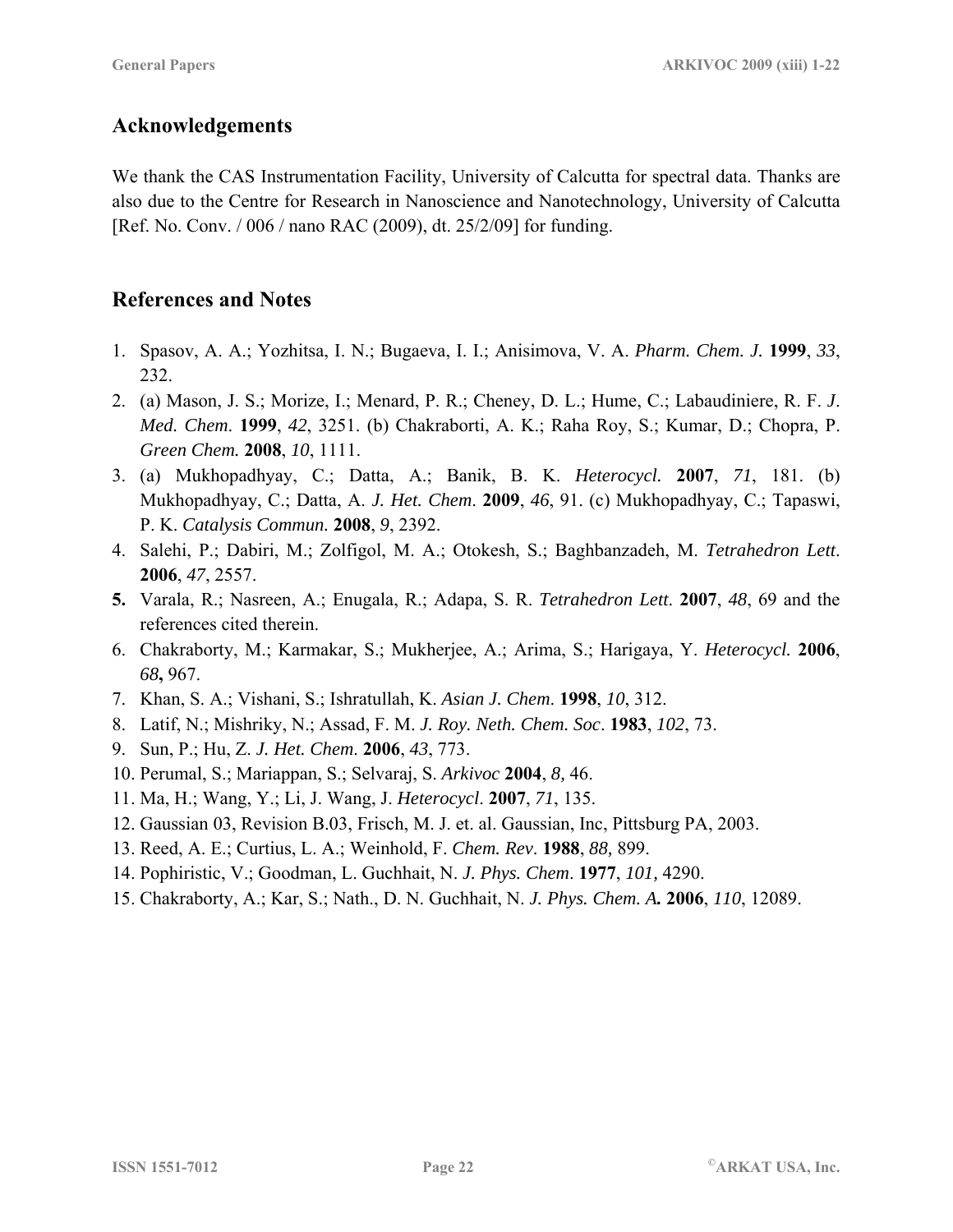## Acknowledgements

We thank the CAS Instrumentation Facility, University of Calcutta for spectral data. Thanks are also due to the Centre for Research in Nanoscience and Nanotechnology, University of Calcutta [Ref. No. Conv. / 006 / nano RAC (2009), dt. 25/2/09] for funding.

## References and Notes

1. Spasov, A. A.; Yozhitsa, I. N.; Bugaeva, I. I.; Anisimova, V. A. *Pharm. Chem. J.* **1999**, *33*, 232.
2. (a) Mason, J. S.; Morize, I.; Menard, P. R.; Cheney, D. L.; Hume, C.; Labaudiniere, R. F. *J. Med. Chem.* **1999**, *42*, 3251. (b) Chakraborti, A. K.; Raha Roy, S.; Kumar, D.; Chopra, P. *Green Chem.* **2008**, *10*, 1111.
3. (a) Mukhopadhyay, C.; Datta, A.; Banik, B. K. *Heterocycl.* **2007**, *71*, 181. (b) Mukhopadhyay, C.; Datta, A. *J. Het. Chem.* **2009**, *46*, 91. (c) Mukhopadhyay, C.; Tapaswi, P. K. *Catalysis Commun.* **2008**, *9*, 2392.
4. Salehi, P.; Dabiri, M.; Zolfigol, M. A.; Otokesh, S.; Baghbanzadeh, M. *Tetrahedron Lett.* **2006**, *47*, 2557.
5. Varala, R.; Nasreen, A.; Enugala, R.; Adapa, S. R. *Tetrahedron Lett.* **2007**, *48*, 69 and the references cited therein.
6. Chakraborty, M.; Karmakar, S.; Mukherjee, A.; Arima, S.; Harigaya, Y. *Heterocycl.* **2006**, *68***,** 967.
7. Khan, S. A.; Vishani, S.; Ishratullah, K. *Asian J. Chem.* **1998**, *10*, 312.
8. Latif, N.; Mishriky, N.; Assad, F. M. *J. Roy. Neth. Chem. Soc.* **1983**, *102*, 73.
9. Sun, P.; Hu, Z. *J. Het. Chem.* **2006**, *43*, 773.
10. Perumal, S.; Mariappan, S.; Selvaraj, S. *Arkivoc* **2004**, *8,* 46.
11. Ma, H.; Wang, Y.; Li, J. Wang, J. *Heterocycl.* **2007**, *71*, 135.
12. Gaussian 03, Revision B.03, Frisch, M. J. et. al. Gaussian, Inc, Pittsburg PA, 2003.
13. Reed, A. E.; Curtius, L. A.; Weinhold, F. *Chem. Rev.* **1988**, *88,* 899.
14. Pophiristic, V.; Goodman, L. Guchhait, N. *J. Phys. Chem.* **1977**, *101,* 4290.
15. Chakraborty, A.; Kar, S.; Nath., D. N. Guchhait, N. *J. Phys. Chem. A***.** **2006**, *110*, 12089.